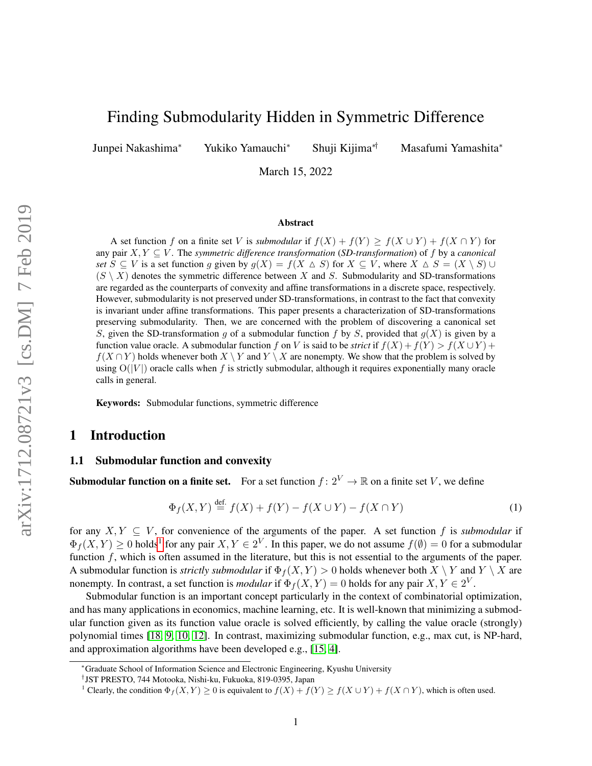# Finding Submodularity Hidden in Symmetric Difference

Junpei Nakashima* Yukiko Yamauchi* Shuji Kijima*† Masafumi Yamashita*

March 15, 2022

## Abstract

A set function $f$ on a finite set $V$ is *submodular* if $f(X) + f(Y) \geq f(X \cup Y) + f(X \cap Y)$ for any pair $X, Y \subseteq V$. The *symmetric difference transformation* (*SD-transformation*) of $f$ by a *canonical set* $S \subseteq V$ is a set function $g$ given by $g(X) = f(X \vartriangle S)$ for $X \subseteq V$, where $X \vartriangle S = (X \setminus S) \cup (S \setminus X)$ denotes the symmetric difference between $X$ and $S$. Submodularity and SD-transformations are regarded as the counterparts of convexity and affine transformations in a discrete space, respectively. However, submodularity is not preserved under SD-transformations, in contrast to the fact that convexity is invariant under affine transformations. This paper presents a characterization of SD-transformations preserving submodularity. Then, we are concerned with the problem of discovering a canonical set $S$, given the SD-transformation $g$ of a submodular function $f$ by $S$, provided that $g(X)$ is given by a function value oracle. A submodular function $f$ on $V$ is said to be *strict* if $f(X) + f(Y) > f(X \cup Y) + f(X \cap Y)$ holds whenever both $X \setminus Y$ and $Y \setminus X$ are nonempty. We show that the problem is solved by using $\mathrm{O}(|V|)$ oracle calls when $f$ is strictly submodular, although it requires exponentially many oracle calls in general.

**Keywords:** Submodular functions, symmetric difference

## 1 Introduction

### 1.1 Submodular function and convexity

**Submodular function on a finite set.** For a set function $f \colon 2^V \to \mathbb{R}$ on a finite set $V$, we define

$$\Phi_f(X, Y) \stackrel{\text{def.}}{=} f(X) + f(Y) - f(X \cup Y) - f(X \cap Y) \tag{1}$$

for any $X, Y \subseteq V$, for convenience of the arguments of the paper. A set function $f$ is *submodular* if $\Phi_f(X, Y) \geq 0$ holds[1] for any pair $X, Y \in 2^V$. In this paper, we do not assume $f(\emptyset) = 0$ for a submodular function $f$, which is often assumed in the literature, but this is not essential to the arguments of the paper. A submodular function is *strictly submodular* if $\Phi_f(X, Y) > 0$ holds whenever both $X \setminus Y$ and $Y \setminus X$ are nonempty. In contrast, a set function is *modular* if $\Phi_f(X, Y) = 0$ holds for any pair $X, Y \in 2^V$.

Submodular function is an important concept particularly in the context of combinatorial optimization, and has many applications in economics, machine learning, etc. It is well-known that minimizing a submodular function given as its function value oracle is solved efficiently, by calling the value oracle (strongly) polynomial times [18, 9, 10, 12]. In contrast, maximizing submodular function, e.g., max cut, is NP-hard, and approximation algorithms have been developed e.g., [15, 4].

*Graduate School of Information Science and Electronic Engineering, Kyushu University

†JST PRESTO, 744 Motooka, Nishi-ku, Fukuoka, 819-0395, Japan

[1] Clearly, the condition $\Phi_f(X, Y) \geq 0$ is equivalent to $f(X) + f(Y) \geq f(X \cup Y) + f(X \cap Y)$, which is often used.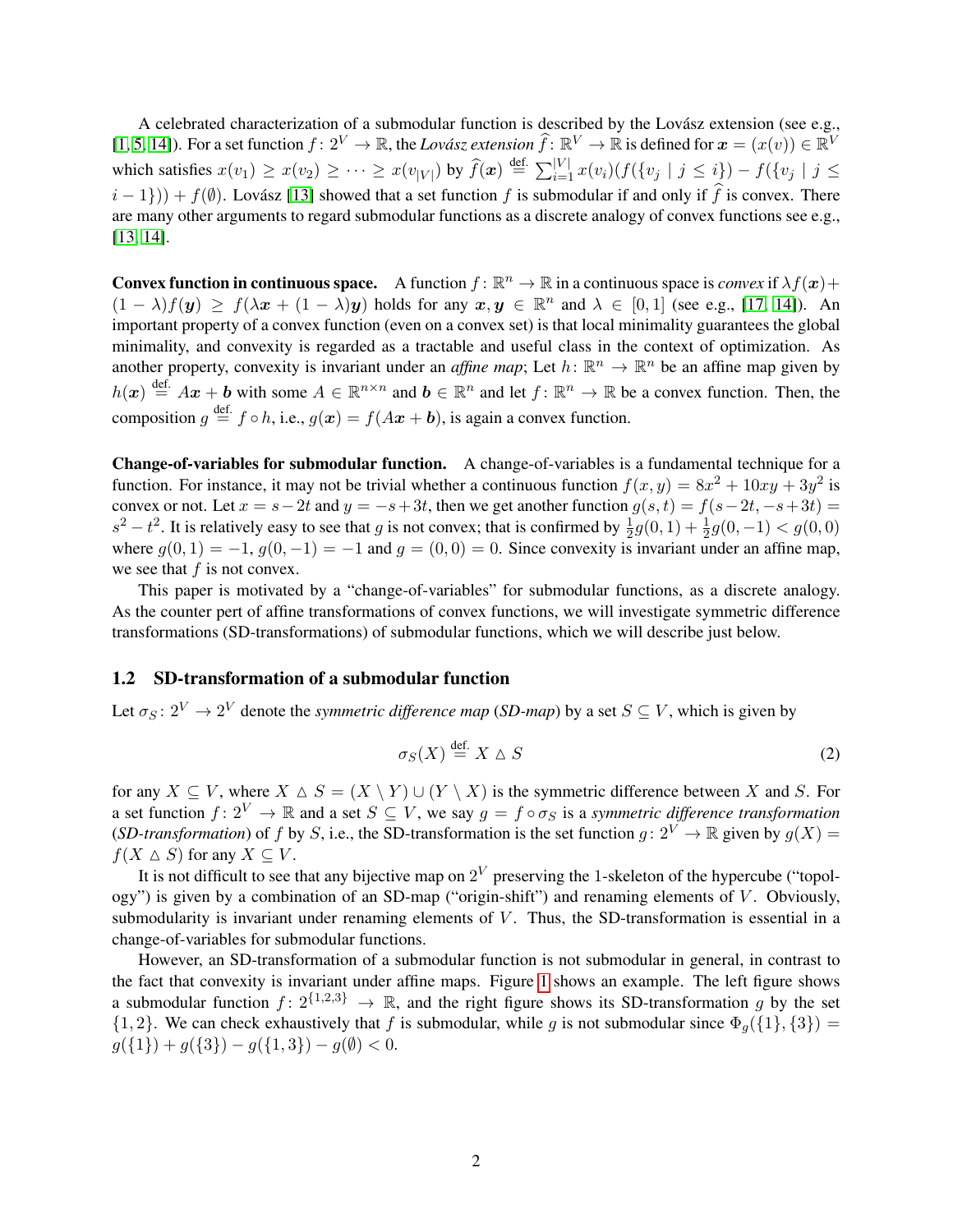A celebrated characterization of a submodular function is described by the Lovász extension (see e.g., [1, 5, 14]). For a set function $f\colon 2^V \to \mathbb{R}$, the *Lovász extension* $\widehat{f}\colon \mathbb{R}^V \to \mathbb{R}$ is defined for $\boldsymbol{x} = (x(v)) \in \mathbb{R}^V$ which satisfies $x(v_1) \geq x(v_2) \geq \cdots \geq x(v_{|V|})$ by $\widehat{f}(\boldsymbol{x}) \overset{\text{def.}}{=} \sum_{i=1}^{|V|} x(v_i)(f(\{v_j \mid j \leq i\}) - f(\{v_j \mid j \leq i-1\})) + f(\emptyset)$. Lovász [13] showed that a set function $f$ is submodular if and only if $\widehat{f}$ is convex. There are many other arguments to regard submodular functions as a discrete analogy of convex functions see e.g., [13, 14].

**Convex function in continuous space.** A function $f\colon \mathbb{R}^n \to \mathbb{R}$ in a continuous space is *convex* if $\lambda f(\boldsymbol{x}) + (1-\lambda)f(\boldsymbol{y}) \geq f(\lambda \boldsymbol{x} + (1-\lambda)\boldsymbol{y})$ holds for any $\boldsymbol{x}, \boldsymbol{y} \in \mathbb{R}^n$ and $\lambda \in [0,1]$ (see e.g., [17, 14]). An important property of a convex function (even on a convex set) is that local minimality guarantees the global minimality, and convexity is regarded as a tractable and useful class in the context of optimization. As another property, convexity is invariant under an *affine map*; Let $h\colon \mathbb{R}^n \to \mathbb{R}^n$ be an affine map given by $h(\boldsymbol{x}) \overset{\text{def.}}{=} A\boldsymbol{x} + \boldsymbol{b}$ with some $A \in \mathbb{R}^{n \times n}$ and $\boldsymbol{b} \in \mathbb{R}^n$ and let $f\colon \mathbb{R}^n \to \mathbb{R}$ be a convex function. Then, the composition $g \overset{\text{def.}}{=} f \circ h$, i.e., $g(\boldsymbol{x}) = f(A\boldsymbol{x} + \boldsymbol{b})$, is again a convex function.

**Change-of-variables for submodular function.** A change-of-variables is a fundamental technique for a function. For instance, it may not be trivial whether a continuous function $f(x,y) = 8x^2 + 10xy + 3y^2$ is convex or not. Let $x = s - 2t$ and $y = -s + 3t$, then we get another function $g(s,t) = f(s-2t, -s+3t) = s^2 - t^2$. It is relatively easy to see that $g$ is not convex; that is confirmed by $\frac{1}{2}g(0,1) + \frac{1}{2}g(0,-1) < g(0,0)$ where $g(0,1) = -1$, $g(0,-1) = -1$ and $g = (0,0) = 0$. Since convexity is invariant under an affine map, we see that $f$ is not convex.

This paper is motivated by a "change-of-variables" for submodular functions, as a discrete analogy. As the counter pert of affine transformations of convex functions, we will investigate symmetric difference transformations (SD-transformations) of submodular functions, which we will describe just below.

## 1.2 SD-transformation of a submodular function

Let $\sigma_S\colon 2^V \to 2^V$ denote the *symmetric difference map* (*SD-map*) by a set $S \subseteq V$, which is given by

$$\sigma_S(X) \overset{\text{def.}}{=} X \vartriangle S \tag{2}$$

for any $X \subseteq V$, where $X \vartriangle S = (X \setminus Y) \cup (Y \setminus X)$ is the symmetric difference between $X$ and $S$. For a set function $f\colon 2^V \to \mathbb{R}$ and a set $S \subseteq V$, we say $g = f \circ \sigma_S$ is a *symmetric difference transformation* (*SD-transformation*) of $f$ by $S$, i.e., the SD-transformation is the set function $g\colon 2^V \to \mathbb{R}$ given by $g(X) = f(X \vartriangle S)$ for any $X \subseteq V$.

It is not difficult to see that any bijective map on $2^V$ preserving the 1-skeleton of the hypercube ("topology") is given by a combination of an SD-map ("origin-shift") and renaming elements of $V$. Obviously, submodularity is invariant under renaming elements of $V$. Thus, the SD-transformation is essential in a change-of-variables for submodular functions.

However, an SD-transformation of a submodular function is not submodular in general, in contrast to the fact that convexity is invariant under affine maps. Figure 1 shows an example. The left figure shows a submodular function $f\colon 2^{\{1,2,3\}} \to \mathbb{R}$, and the right figure shows its SD-transformation $g$ by the set $\{1,2\}$. We can check exhaustively that $f$ is submodular, while $g$ is not submodular since $\Phi_g(\{1\},\{3\}) = g(\{1\}) + g(\{3\}) - g(\{1,3\}) - g(\emptyset) < 0$.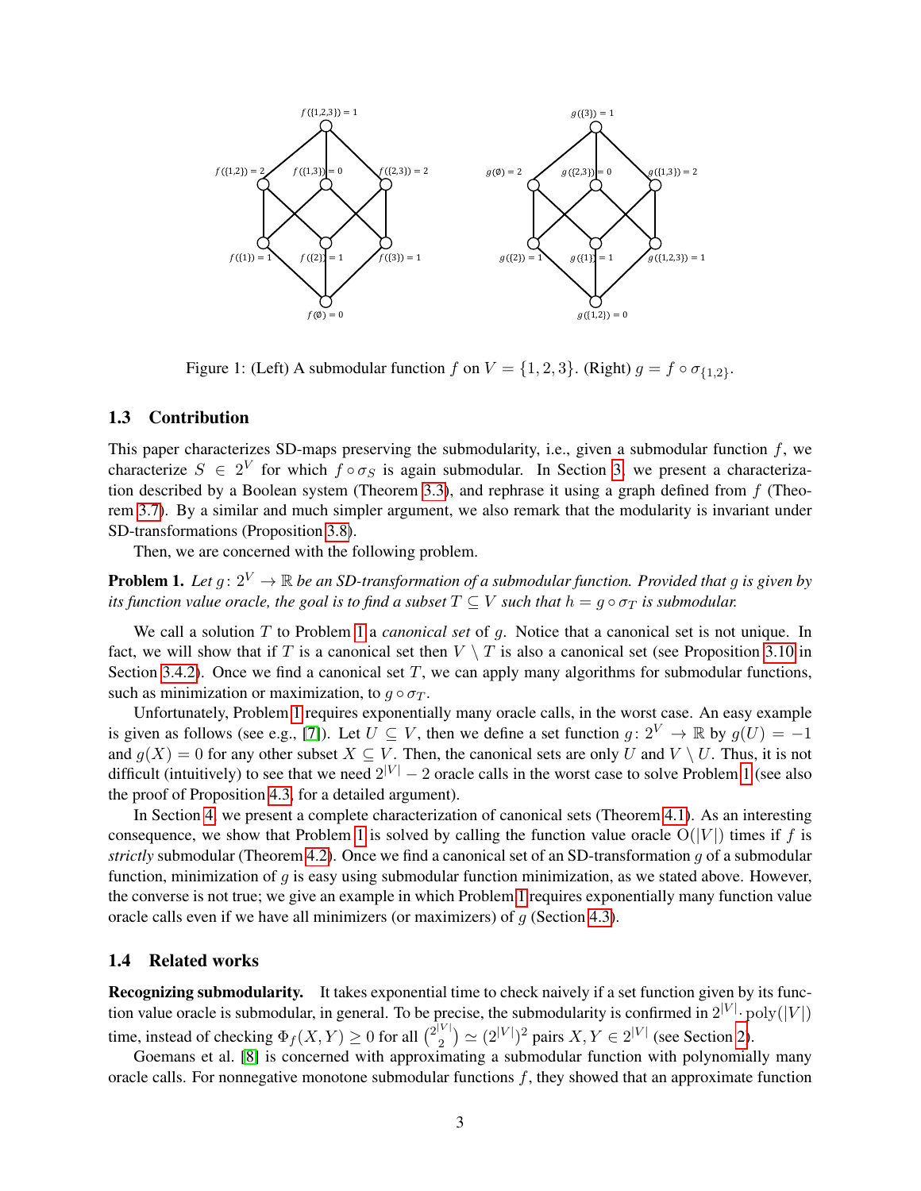Figure 1: (Left) A submodular function $f$ on $V = \{1, 2, 3\}$. (Right) $g = f \circ \sigma_{\{1,2\}}$.

### 1.3 Contribution

This paper characterizes SD-maps preserving the submodularity, i.e., given a submodular function $f$, we characterize $S \in 2^V$ for which $f \circ \sigma_S$ is again submodular. In Section 3, we present a characterization described by a Boolean system (Theorem 3.3), and rephrase it using a graph defined from $f$ (Theorem 3.7). By a similar and much simpler argument, we also remark that the modularity is invariant under SD-transformations (Proposition 3.8).

Then, we are concerned with the following problem.

**Problem 1.** *Let $g\colon 2^V \to \mathbb{R}$ be an SD-transformation of a submodular function. Provided that $g$ is given by its function value oracle, the goal is to find a subset $T \subseteq V$ such that $h = g \circ \sigma_T$ is submodular.*

We call a solution $T$ to Problem 1 a *canonical set* of $g$. Notice that a canonical set is not unique. In fact, we will show that if $T$ is a canonical set then $V \setminus T$ is also a canonical set (see Proposition 3.10 in Section 3.4.2). Once we find a canonical set $T$, we can apply many algorithms for submodular functions, such as minimization or maximization, to $g \circ \sigma_T$.

Unfortunately, Problem 1 requires exponentially many oracle calls, in the worst case. An easy example is given as follows (see e.g., [7]). Let $U \subseteq V$, then we define a set function $g\colon 2^V \to \mathbb{R}$ by $g(U) = -1$ and $g(X) = 0$ for any other subset $X \subseteq V$. Then, the canonical sets are only $U$ and $V \setminus U$. Thus, it is not difficult (intuitively) to see that we need $2^{|V|} - 2$ oracle calls in the worst case to solve Problem 1 (see also the proof of Proposition 4.3, for a detailed argument).

In Section 4, we present a complete characterization of canonical sets (Theorem 4.1). As an interesting consequence, we show that Problem 1 is solved by calling the function value oracle $\mathrm{O}(|V|)$ times if $f$ is *strictly* submodular (Theorem 4.2). Once we find a canonical set of an SD-transformation $g$ of a submodular function, minimization of $g$ is easy using submodular function minimization, as we stated above. However, the converse is not true; we give an example in which Problem 1 requires exponentially many function value oracle calls even if we have all minimizers (or maximizers) of $g$ (Section 4.3).

### 1.4 Related works

**Recognizing submodularity.** It takes exponential time to check naively if a set function given by its function value oracle is submodular, in general. To be precise, the submodularity is confirmed in $2^{|V|} \cdot \mathrm{poly}(|V|)$ time, instead of checking $\Phi_f(X, Y) \geq 0$ for all $\binom{2^{|V|}}{2} \simeq (2^{|V|})^2$ pairs $X, Y \in 2^{|V|}$ (see Section 2).

Goemans et al. [8] is concerned with approximating a submodular function with polynomially many oracle calls. For nonnegative monotone submodular functions $f$, they showed that an approximate function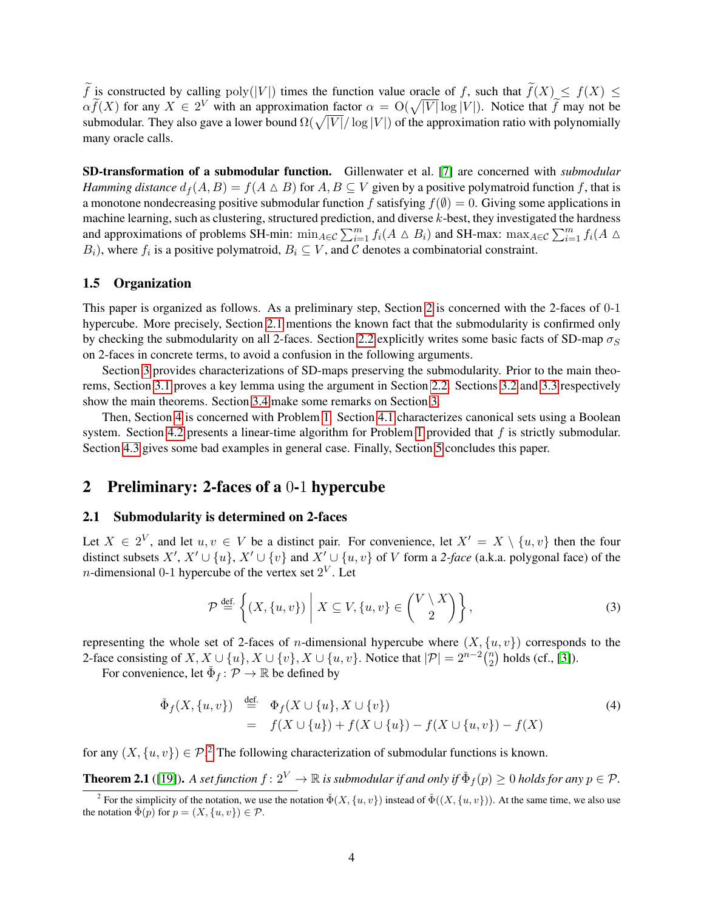$\widetilde{f}$ is constructed by calling $\mathrm{poly}(|V|)$ times the function value oracle of $f$, such that $\widetilde{f}(X) \leq f(X) \leq \alpha \widetilde{f}(X)$ for any $X \in 2^V$ with an approximation factor $\alpha = \mathrm{O}(\sqrt{|V|}\log |V|)$. Notice that $\widetilde{f}$ may not be submodular. They also gave a lower bound $\Omega(\sqrt{|V|}/\log |V|)$ of the approximation ratio with polynomially many oracle calls.

**SD-transformation of a submodular function.** Gillenwater et al. [7] are concerned with *submodular Hamming distance* $d_f(A,B) = f(A \triangle B)$ for $A, B \subseteq V$ given by a positive polymatroid function $f$, that is a monotone nondecreasing positive submodular function $f$ satisfying $f(\emptyset) = 0$. Giving some applications in machine learning, such as clustering, structured prediction, and diverse $k$-best, they investigated the hardness and approximations of problems SH-min: $\min_{A \in \mathcal{C}} \sum_{i=1}^m f_i(A \triangle B_i)$ and SH-max: $\max_{A \in \mathcal{C}} \sum_{i=1}^m f_i(A \triangle B_i)$, where $f_i$ is a positive polymatroid, $B_i \subseteq V$, and $\mathcal{C}$ denotes a combinatorial constraint.

### 1.5 Organization

This paper is organized as follows. As a preliminary step, Section 2 is concerned with the 2-faces of 0-1 hypercube. More precisely, Section 2.1 mentions the known fact that the submodularity is confirmed only by checking the submodularity on all 2-faces. Section 2.2 explicitly writes some basic facts of SD-map $\sigma_S$ on 2-faces in concrete terms, to avoid a confusion in the following arguments.

Section 3 provides characterizations of SD-maps preserving the submodularity. Prior to the main theorems, Section 3.1 proves a key lemma using the argument in Section 2.2. Sections 3.2 and 3.3 respectively show the main theorems. Section 3.4 make some remarks on Section 3.

Then, Section 4 is concerned with Problem 1. Section 4.1 characterizes canonical sets using a Boolean system. Section 4.2 presents a linear-time algorithm for Problem 1 provided that $f$ is strictly submodular. Section 4.3 gives some bad examples in general case. Finally, Section 5 concludes this paper.

## 2 Preliminary: 2-faces of a 0-1 hypercube

### 2.1 Submodularity is determined on 2-faces

Let $X \in 2^V$, and let $u, v \in V$ be a distinct pair. For convenience, let $X' = X \setminus \{u, v\}$ then the four distinct subsets $X'$, $X' \cup \{u\}$, $X' \cup \{v\}$ and $X' \cup \{u, v\}$ of $V$ form a *2-face* (a.k.a. polygonal face) of the $n$-dimensional 0-1 hypercube of the vertex set $2^V$. Let

$$\mathcal{P} \overset{\text{def.}}{=} \left\{ (X, \{u, v\}) \;\middle|\; X \subseteq V, \{u, v\} \in \binom{V \setminus X}{2} \right\}, \tag{3}$$

representing the whole set of 2-faces of $n$-dimensional hypercube where $(X, \{u, v\})$ corresponds to the 2-face consisting of $X, X \cup \{u\}, X \cup \{v\}, X \cup \{u, v\}$. Notice that $|\mathcal{P}| = 2^{n-2}\binom{n}{2}$ holds (cf., [3]).

For convenience, let $\check{\Phi}_f \colon \mathcal{P} \to \mathbb{R}$ be defined by

$$\begin{aligned} \check{\Phi}_f(X, \{u, v\}) &\overset{\text{def.}}{=} \Phi_f(X \cup \{u\}, X \cup \{v\}) \\ &= f(X \cup \{u\}) + f(X \cup \{u\}) - f(X \cup \{u, v\}) - f(X) \end{aligned} \tag{4}$$

for any $(X, \{u, v\}) \in \mathcal{P}$.[2] The following characterization of submodular functions is known.

**Theorem 2.1** ([19]). *A set function $f \colon 2^V \to \mathbb{R}$ is submodular if and only if $\check{\Phi}_f(p) \geq 0$ holds for any $p \in \mathcal{P}$.*

[2] For the simplicity of the notation, we use the notation $\check{\Phi}(X, \{u, v\})$ instead of $\check{\Phi}((X, \{u, v\}))$. At the same time, we also use the notation $\check{\Phi}(p)$ for $p = (X, \{u, v\}) \in \mathcal{P}$.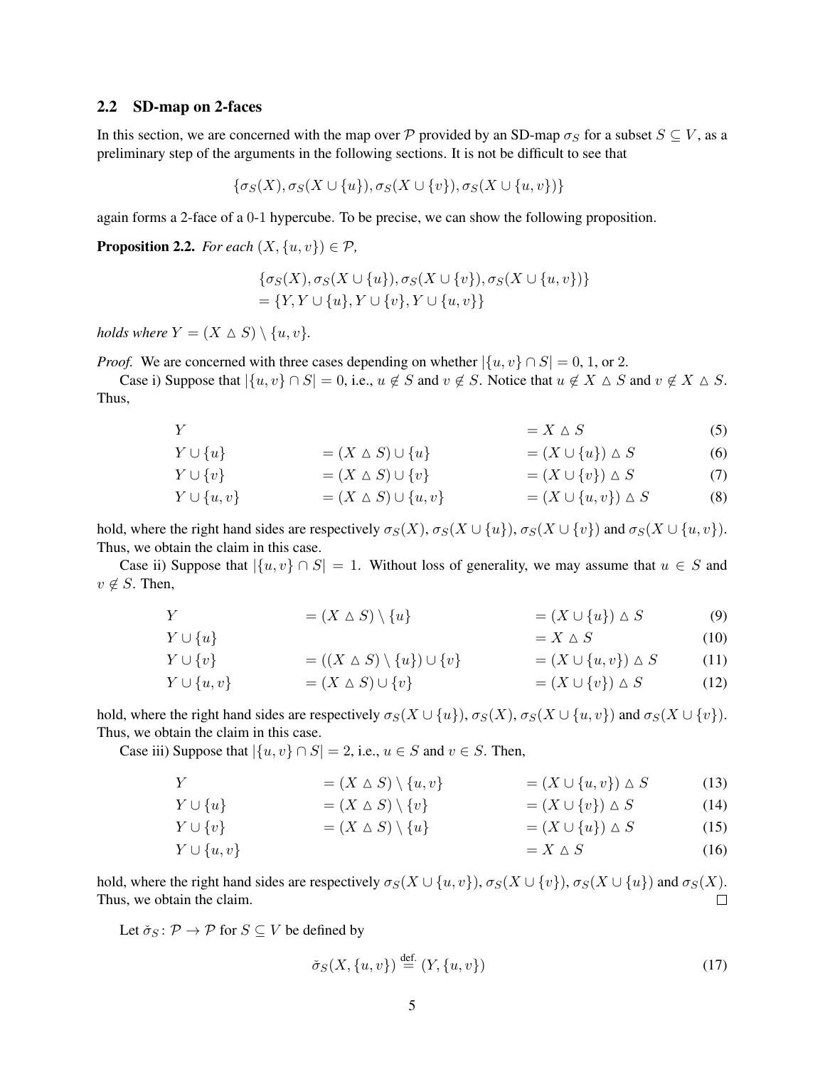## 2.2 SD-map on 2-faces

In this section, we are concerned with the map over $\mathcal{P}$ provided by an SD-map $\sigma_S$ for a subset $S \subseteq V$, as a preliminary step of the arguments in the following sections. It is not be difficult to see that

$$\{\sigma_S(X), \sigma_S(X \cup \{u\}), \sigma_S(X \cup \{v\}), \sigma_S(X \cup \{u, v\})\}$$

again forms a 2-face of a 0-1 hypercube. To be precise, we can show the following proposition.

**Proposition 2.2.** *For each* $(X, \{u, v\}) \in \mathcal{P}$,

$$\begin{aligned}&\{\sigma_S(X), \sigma_S(X \cup \{u\}), \sigma_S(X \cup \{v\}), \sigma_S(X \cup \{u, v\})\}\\&= \{Y, Y \cup \{u\}, Y \cup \{v\}, Y \cup \{u, v\}\}\end{aligned}$$

*holds where* $Y = (X \triangle S) \setminus \{u, v\}$.

*Proof.* We are concerned with three cases depending on whether $|\{u, v\} \cap S| = 0$, 1, or 2.

Case i) Suppose that $|\{u, v\} \cap S| = 0$, i.e., $u \notin S$ and $v \notin S$. Notice that $u \notin X \triangle S$ and $v \notin X \triangle S$. Thus,

$$\begin{aligned}
Y & & &= X \triangle S & (5)\\
Y \cup \{u\} & &= (X \triangle S) \cup \{u\} &= (X \cup \{u\}) \triangle S & (6)\\
Y \cup \{v\} & &= (X \triangle S) \cup \{v\} &= (X \cup \{v\}) \triangle S & (7)\\
Y \cup \{u, v\} & &= (X \triangle S) \cup \{u, v\} &= (X \cup \{u, v\}) \triangle S & (8)
\end{aligned}$$

hold, where the right hand sides are respectively $\sigma_S(X)$, $\sigma_S(X \cup \{u\})$, $\sigma_S(X \cup \{v\})$ and $\sigma_S(X \cup \{u, v\})$. Thus, we obtain the claim in this case.

Case ii) Suppose that $|\{u, v\} \cap S| = 1$. Without loss of generality, we may assume that $u \in S$ and $v \notin S$. Then,

$$\begin{aligned}
Y & &= (X \triangle S) \setminus \{u\} &= (X \cup \{u\}) \triangle S & (9)\\
Y \cup \{u\} & & &= X \triangle S & (10)\\
Y \cup \{v\} & &= ((X \triangle S) \setminus \{u\}) \cup \{v\} &= (X \cup \{u, v\}) \triangle S & (11)\\
Y \cup \{u, v\} & &= (X \triangle S) \cup \{v\} &= (X \cup \{v\}) \triangle S & (12)
\end{aligned}$$

hold, where the right hand sides are respectively $\sigma_S(X \cup \{u\})$, $\sigma_S(X)$, $\sigma_S(X \cup \{u, v\})$ and $\sigma_S(X \cup \{v\})$. Thus, we obtain the claim in this case.

Case iii) Suppose that $|\{u, v\} \cap S| = 2$, i.e., $u \in S$ and $v \in S$. Then,

$$\begin{aligned}
Y & &= (X \triangle S) \setminus \{u, v\} &= (X \cup \{u, v\}) \triangle S & (13)\\
Y \cup \{u\} & &= (X \triangle S) \setminus \{v\} &= (X \cup \{v\}) \triangle S & (14)\\
Y \cup \{v\} & &= (X \triangle S) \setminus \{u\} &= (X \cup \{u\}) \triangle S & (15)\\
Y \cup \{u, v\} & & &= X \triangle S & (16)
\end{aligned}$$

hold, where the right hand sides are respectively $\sigma_S(X \cup \{u, v\})$, $\sigma_S(X \cup \{v\})$, $\sigma_S(X \cup \{u\})$ and $\sigma_S(X)$. Thus, we obtain the claim. $\square$

Let $\breve{\sigma}_S \colon \mathcal{P} \to \mathcal{P}$ for $S \subseteq V$ be defined by

$$\breve{\sigma}_S(X, \{u, v\}) \overset{\text{def.}}{=} (Y, \{u, v\}) \tag{17}$$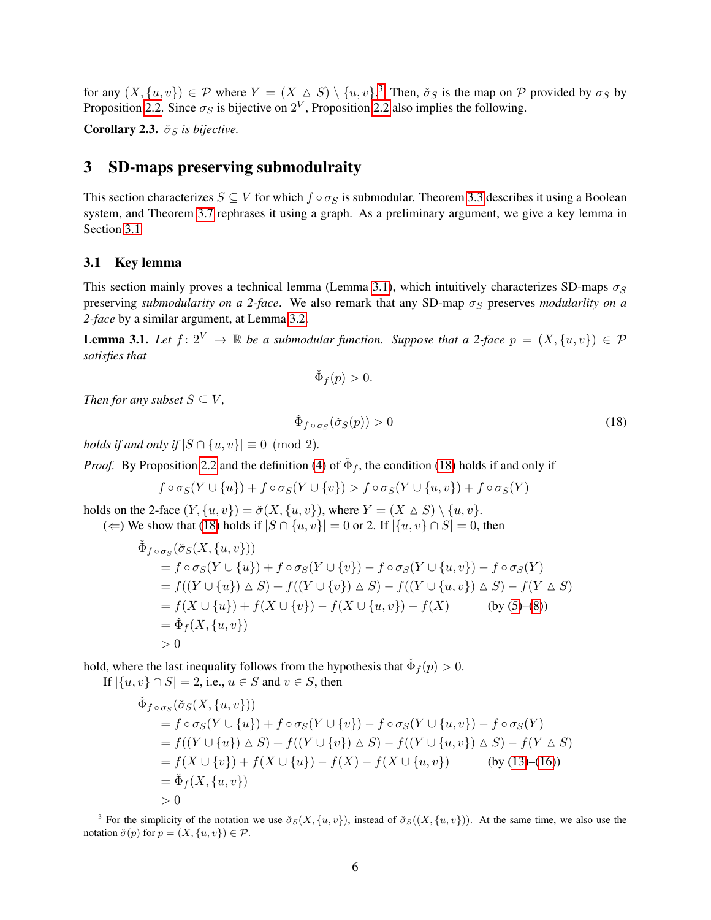for any $(X, \{u, v\}) \in \mathcal{P}$ where $Y = (X \vartriangle S) \setminus \{u, v\}$.[3] Then, $\check{\sigma}_S$ is the map on $\mathcal{P}$ provided by $\sigma_S$ by Proposition 2.2. Since $\sigma_S$ is bijective on $2^V$, Proposition 2.2 also implies the following.

**Corollary 2.3.** *$\check{\sigma}_S$ is bijective.*

# 3 SD-maps preserving submodulraity

This section characterizes $S \subseteq V$ for which $f \circ \sigma_S$ is submodular. Theorem 3.3 describes it using a Boolean system, and Theorem 3.7 rephrases it using a graph. As a preliminary argument, we give a key lemma in Section 3.1.

## 3.1 Key lemma

This section mainly proves a technical lemma (Lemma 3.1), which intuitively characterizes SD-maps $\sigma_S$ preserving *submodularity on a 2-face*. We also remark that any SD-map $\sigma_S$ preserves *modularlity on a 2-face* by a similar argument, at Lemma 3.2.

**Lemma 3.1.** *Let $f \colon 2^V \to \mathbb{R}$ be a submodular function. Suppose that a 2-face $p = (X, \{u, v\}) \in \mathcal{P}$ satisfies that*

$$\check{\Phi}_f(p) > 0.$$

*Then for any subset $S \subseteq V$,*

$$\check{\Phi}_{f \circ \sigma_S}(\check{\sigma}_S(p)) > 0 \tag{18}$$

*holds if and only if $|S \cap \{u, v\}| \equiv 0 \pmod 2$.*

*Proof.* By Proposition 2.2 and the definition (4) of $\check{\Phi}_f$, the condition (18) holds if and only if

$$f \circ \sigma_S(Y \cup \{u\}) + f \circ \sigma_S(Y \cup \{v\}) > f \circ \sigma_S(Y \cup \{u, v\}) + f \circ \sigma_S(Y)$$

holds on the 2-face $(Y, \{u, v\}) = \check{\sigma}(X, \{u, v\})$, where $Y = (X \vartriangle S) \setminus \{u, v\}$.

($\Leftarrow$) We show that (18) holds if $|S \cap \{u, v\}| = 0$ or 2. If $|\{u, v\} \cap S| = 0$, then

$$\begin{aligned}
&\check{\Phi}_{f \circ \sigma_S}(\check{\sigma}_S(X, \{u, v\})) \\
&= f \circ \sigma_S(Y \cup \{u\}) + f \circ \sigma_S(Y \cup \{v\}) - f \circ \sigma_S(Y \cup \{u, v\}) - f \circ \sigma_S(Y) \\
&= f((Y \cup \{u\}) \vartriangle S) + f((Y \cup \{v\}) \vartriangle S) - f((Y \cup \{u, v\}) \vartriangle S) - f(Y \vartriangle S) \\
&= f(X \cup \{u\}) + f(X \cup \{v\}) - f(X \cup \{u, v\}) - f(X) \qquad \text{(by (5)–(8))} \\
&= \check{\Phi}_f(X, \{u, v\}) \\
&> 0
\end{aligned}$$

hold, where the last inequality follows from the hypothesis that $\check{\Phi}_f(p) > 0$.

If $|\{u, v\} \cap S| = 2$, i.e., $u \in S$ and $v \in S$, then

$$\begin{aligned}
&\check{\Phi}_{f \circ \sigma_S}(\check{\sigma}_S(X, \{u, v\})) \\
&= f \circ \sigma_S(Y \cup \{u\}) + f \circ \sigma_S(Y \cup \{v\}) - f \circ \sigma_S(Y \cup \{u, v\}) - f \circ \sigma_S(Y) \\
&= f((Y \cup \{u\}) \vartriangle S) + f((Y \cup \{v\}) \vartriangle S) - f((Y \cup \{u, v\}) \vartriangle S) - f(Y \vartriangle S) \\
&= f(X \cup \{v\}) + f(X \cup \{u\}) - f(X) - f(X \cup \{u, v\}) \qquad \text{(by (13)–(16))} \\
&= \check{\Phi}_f(X, \{u, v\}) \\
&> 0
\end{aligned}$$

[3] For the simplicity of the notation we use $\check{\sigma}_S(X, \{u, v\})$, instead of $\check{\sigma}_S((X, \{u, v\}))$. At the same time, we also use the notation $\check{\sigma}(p)$ for $p = (X, \{u, v\}) \in \mathcal{P}$.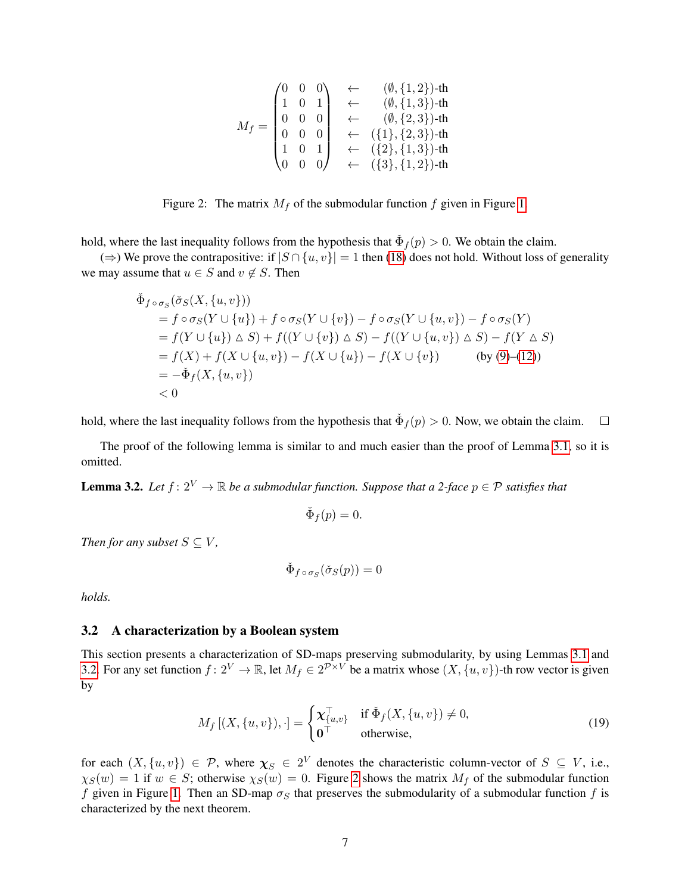$$
M_f = \begin{pmatrix} 0 & 0 & 0 \\ 1 & 0 & 1 \\ 0 & 0 & 0 \\ 0 & 0 & 0 \\ 1 & 0 & 1 \\ 0 & 0 & 0 \end{pmatrix} \quad \begin{matrix} \leftarrow & (\emptyset, \{1,2\})\text{-th} \\ \leftarrow & (\emptyset, \{1,3\})\text{-th} \\ \leftarrow & (\emptyset, \{2,3\})\text{-th} \\ \leftarrow & (\{1\}, \{2,3\})\text{-th} \\ \leftarrow & (\{2\}, \{1,3\})\text{-th} \\ \leftarrow & (\{3\}, \{1,2\})\text{-th} \end{matrix}
$$

Figure 2: The matrix $M_f$ of the submodular function $f$ given in Figure 1.

hold, where the last inequality follows from the hypothesis that $\check{\Phi}_f(p) > 0$. We obtain the claim.

($\Rightarrow$) We prove the contrapositive: if $|S \cap \{u, v\}| = 1$ then (18) does not hold. Without loss of generality we may assume that $u \in S$ and $v \notin S$. Then

$$
\begin{aligned}
&\check{\Phi}_{f \circ \sigma_S}(\check{\sigma}_S(X, \{u, v\})) \\
&= f \circ \sigma_S(Y \cup \{u\}) + f \circ \sigma_S(Y \cup \{v\}) - f \circ \sigma_S(Y \cup \{u, v\}) - f \circ \sigma_S(Y) \\
&= f(Y \cup \{u\}) \triangle S) + f((Y \cup \{v\}) \triangle S) - f((Y \cup \{u, v\}) \triangle S) - f(Y \triangle S) \\
&= f(X) + f(X \cup \{u, v\}) - f(X \cup \{u\}) - f(X \cup \{v\}) \qquad \text{(by (9)–(12))} \\
&= -\check{\Phi}_f(X, \{u, v\}) \\
&< 0
\end{aligned}
$$

hold, where the last inequality follows from the hypothesis that $\check{\Phi}_f(p) > 0$. Now, we obtain the claim. $\square$

The proof of the following lemma is similar to and much easier than the proof of Lemma 3.1, so it is omitted.

**Lemma 3.2.** *Let $f \colon 2^V \to \mathbb{R}$ be a submodular function. Suppose that a 2-face $p \in \mathcal{P}$ satisfies that*

$$
\check{\Phi}_f(p) = 0.
$$

*Then for any subset $S \subseteq V$,*

$$
\check{\Phi}_{f \circ \sigma_S}(\check{\sigma}_S(p)) = 0
$$

*holds.*

### 3.2 A characterization by a Boolean system

This section presents a characterization of SD-maps preserving submodularity, by using Lemmas 3.1 and 3.2. For any set function $f \colon 2^V \to \mathbb{R}$, let $M_f \in 2^{\mathcal{P} \times V}$ be a matrix whose $(X, \{u, v\})$-th row vector is given by

$$
M_f\left[(X, \{u, v\}), \cdot\right] = \begin{cases} \boldsymbol{\chi}_{\{u,v\}}^\top & \text{if } \check{\Phi}_f(X, \{u, v\}) \neq 0, \\ \mathbf{0}^\top & \text{otherwise,} \end{cases} \tag{19}
$$

for each $(X, \{u, v\}) \in \mathcal{P}$, where $\boldsymbol{\chi}_S \in 2^V$ denotes the characteristic column-vector of $S \subseteq V$, i.e., $\chi_S(w) = 1$ if $w \in S$; otherwise $\chi_S(w) = 0$. Figure 2 shows the matrix $M_f$ of the submodular function $f$ given in Figure 1. Then an SD-map $\sigma_S$ that preserves the submodularity of a submodular function $f$ is characterized by the next theorem.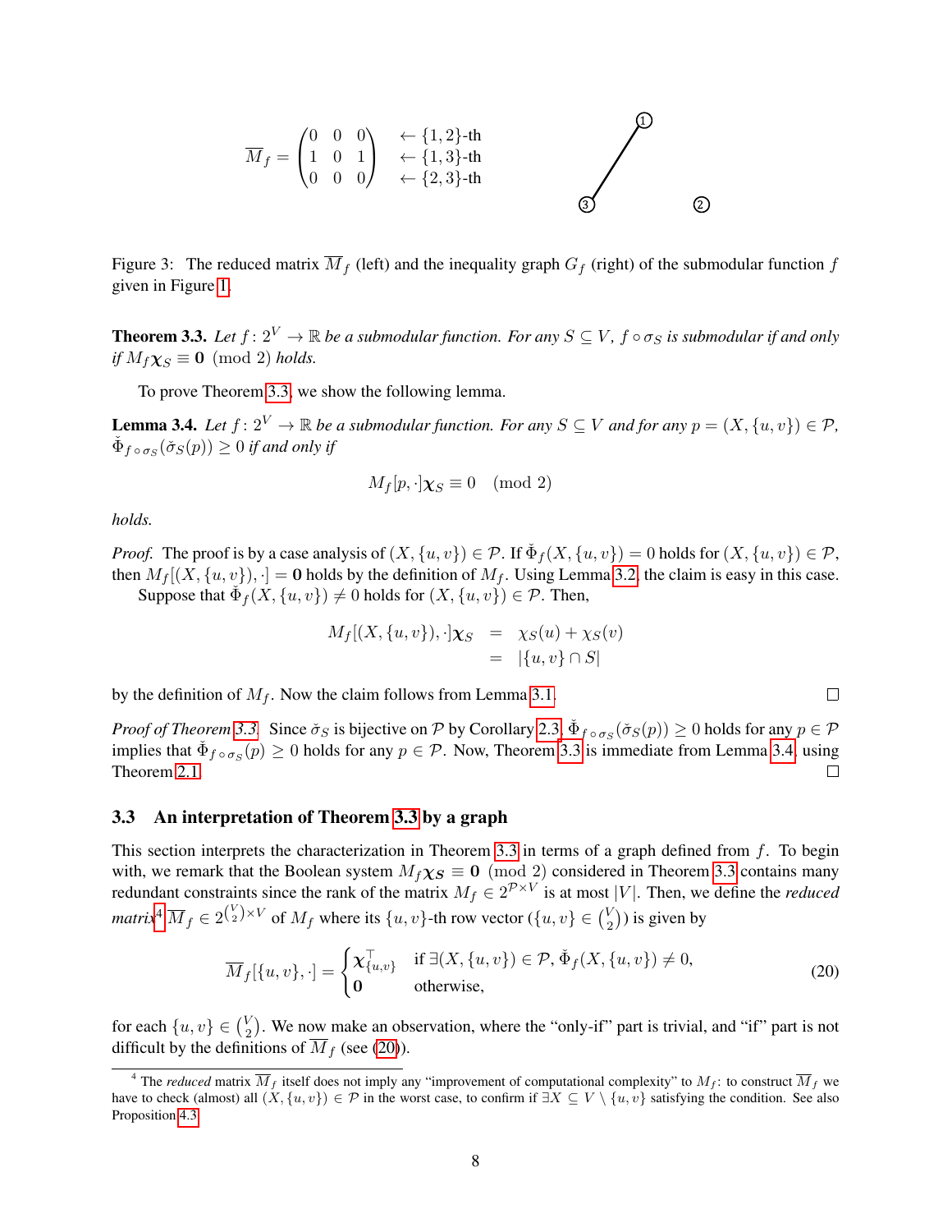$$
\overline{M}_f = \begin{pmatrix} 0 & 0 & 0 \\ 1 & 0 & 1 \\ 0 & 0 & 0 \end{pmatrix} \begin{array}{l} \leftarrow \{1,2\}\text{-th} \\ \leftarrow \{1,3\}\text{-th} \\ \leftarrow \{2,3\}\text{-th} \end{array}
$$

Figure 3: The reduced matrix $\overline{M}_f$ (left) and the inequality graph $G_f$ (right) of the submodular function $f$ given in Figure 1.

**Theorem 3.3.** *Let $f\colon 2^V \to \mathbb{R}$ be a submodular function. For any $S \subseteq V$, $f \circ \sigma_S$ is submodular if and only if $M_f \boldsymbol{\chi}_S \equiv \mathbf{0} \pmod 2$ holds.*

To prove Theorem 3.3, we show the following lemma.

**Lemma 3.4.** *Let $f\colon 2^V \to \mathbb{R}$ be a submodular function. For any $S \subseteq V$ and for any $p = (X, \{u,v\}) \in \mathcal{P}$, $\check{\Phi}_{f \circ \sigma_S}(\check{\sigma}_S(p)) \geq 0$ if and only if*

$$
M_f[p, \cdot]\boldsymbol{\chi}_S \equiv 0 \pmod 2
$$

*holds.*

*Proof.* The proof is by a case analysis of $(X, \{u,v\}) \in \mathcal{P}$. If $\check{\Phi}_f(X, \{u,v\}) = 0$ holds for $(X, \{u,v\}) \in \mathcal{P}$, then $M_f[(X, \{u,v\}), \cdot] = \mathbf{0}$ holds by the definition of $M_f$. Using Lemma 3.2, the claim is easy in this case.

Suppose that $\check{\Phi}_f(X, \{u,v\}) \neq 0$ holds for $(X, \{u,v\}) \in \mathcal{P}$. Then,

$$
\begin{aligned}
M_f[(X, \{u,v\}), \cdot]\boldsymbol{\chi}_S &= \chi_S(u) + \chi_S(v) \\
&= |\{u,v\} \cap S|
\end{aligned}
$$

by the definition of $M_f$. Now the claim follows from Lemma 3.1. □

*Proof of Theorem 3.3.* Since $\check{\sigma}_S$ is bijective on $\mathcal{P}$ by Corollary 2.3, $\check{\Phi}_{f \circ \sigma_S}(\check{\sigma}_S(p)) \geq 0$ holds for any $p \in \mathcal{P}$ implies that $\check{\Phi}_{f \circ \sigma_S}(p) \geq 0$ holds for any $p \in \mathcal{P}$. Now, Theorem 3.3 is immediate from Lemma 3.4, using Theorem 2.1. □

### 3.3 An interpretation of Theorem 3.3 by a graph

This section interprets the characterization in Theorem 3.3 in terms of a graph defined from $f$. To begin with, we remark that the Boolean system $M_f \boldsymbol{\chi_S} \equiv \mathbf{0} \pmod 2$ considered in Theorem 3.3 contains many redundant constraints since the rank of the matrix $M_f \in 2^{\mathcal{P} \times V}$ is at most $|V|$. Then, we define the *reduced matrix*[4] $\overline{M}_f \in 2^{\binom{V}{2} \times V}$ of $M_f$ where its $\{u,v\}$-th row vector ($\{u,v\} \in \binom{V}{2}$) is given by

$$
\overline{M}_f[\{u,v\}, \cdot] = \begin{cases} \boldsymbol{\chi}_{\{u,v\}}^\top & \text{if } \exists (X, \{u,v\}) \in \mathcal{P}, \check{\Phi}_f(X, \{u,v\}) \neq 0, \\ \mathbf{0} & \text{otherwise,} \end{cases} \tag{20}
$$

for each $\{u,v\} \in \binom{V}{2}$. We now make an observation, where the "only-if" part is trivial, and "if" part is not difficult by the definitions of $\overline{M}_f$ (see (20)).

---

[4] The *reduced* matrix $\overline{M}_f$ itself does not imply any "improvement of computational complexity" to $M_f$: to construct $\overline{M}_f$ we have to check (almost) all $(X, \{u,v\}) \in \mathcal{P}$ in the worst case, to confirm if $\exists X \subseteq V \setminus \{u,v\}$ satisfying the condition. See also Proposition 4.3.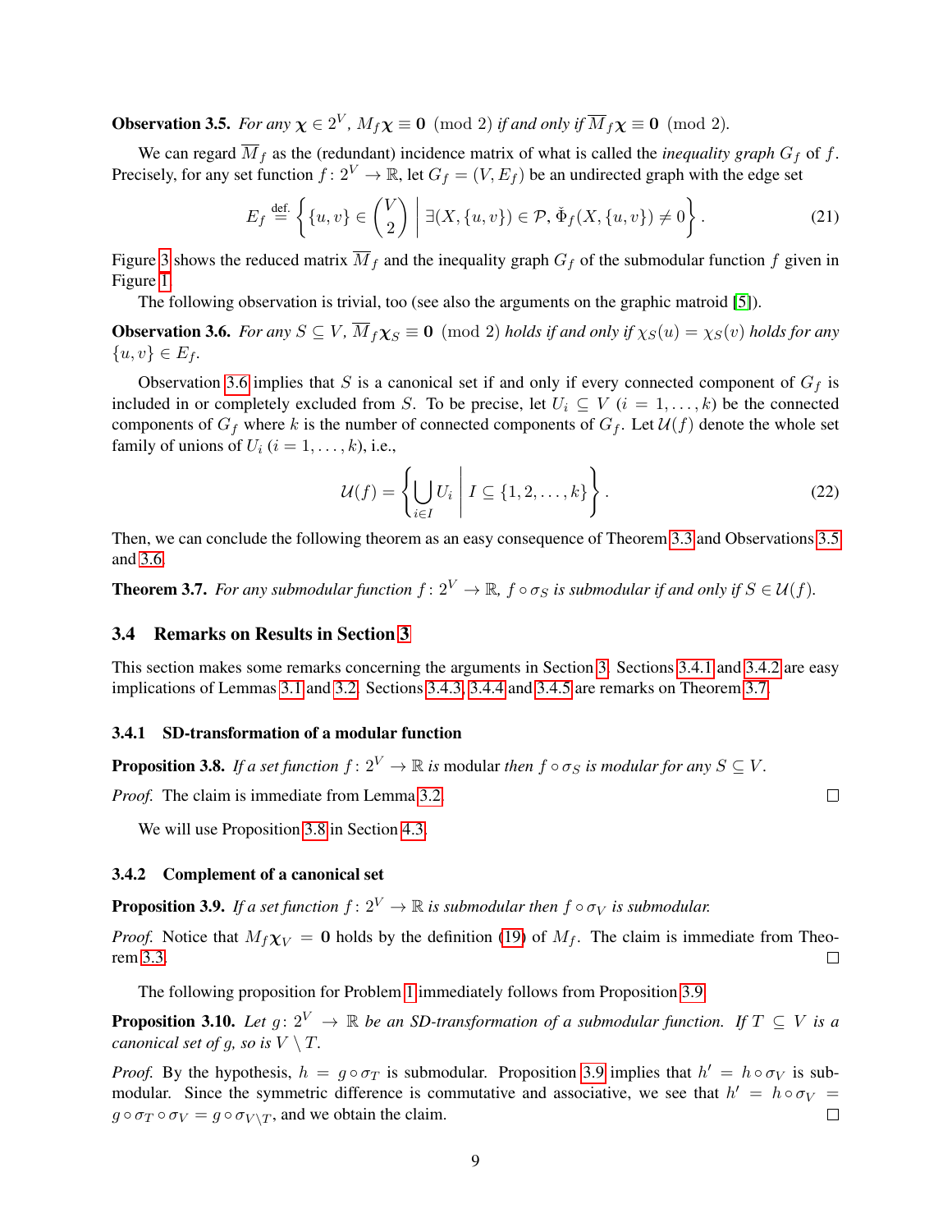**Observation 3.5.** *For any $\chi \in 2^V$, $M_f \chi \equiv \mathbf{0} \pmod 2$ if and only if $\overline{M}_f \chi \equiv \mathbf{0} \pmod 2$.*

We can regard $\overline{M}_f$ as the (redundant) incidence matrix of what is called the *inequality graph* $G_f$ of $f$. Precisely, for any set function $f \colon 2^V \to \mathbb{R}$, let $G_f = (V, E_f)$ be an undirected graph with the edge set

$$E_f \overset{\text{def.}}{=} \left\{ \{u, v\} \in \binom{V}{2} \;\middle|\; \exists (X, \{u, v\}) \in \mathcal{P}, \check{\Phi}_f(X, \{u, v\}) \neq 0 \right\}. \tag{21}$$

Figure 3 shows the reduced matrix $\overline{M}_f$ and the inequality graph $G_f$ of the submodular function $f$ given in Figure 1.

The following observation is trivial, too (see also the arguments on the graphic matroid [5]).

**Observation 3.6.** *For any $S \subseteq V$, $\overline{M}_f \chi_S \equiv \mathbf{0} \pmod 2$ holds if and only if $\chi_S(u) = \chi_S(v)$ holds for any $\{u, v\} \in E_f$.*

Observation 3.6 implies that $S$ is a canonical set if and only if every connected component of $G_f$ is included in or completely excluded from $S$. To be precise, let $U_i \subseteq V$ ($i = 1, \ldots, k$) be the connected components of $G_f$ where $k$ is the number of connected components of $G_f$. Let $\mathcal{U}(f)$ denote the whole set family of unions of $U_i$ ($i = 1, \ldots, k$), i.e.,

$$\mathcal{U}(f) = \left\{ \bigcup_{i \in I} U_i \;\middle|\; I \subseteq \{1, 2, \ldots, k\} \right\}. \tag{22}$$

Then, we can conclude the following theorem as an easy consequence of Theorem 3.3 and Observations 3.5 and 3.6.

**Theorem 3.7.** *For any submodular function $f \colon 2^V \to \mathbb{R}$, $f \circ \sigma_S$ is submodular if and only if $S \in \mathcal{U}(f)$.*

### 3.4 Remarks on Results in Section 3

This section makes some remarks concerning the arguments in Section 3. Sections 3.4.1 and 3.4.2 are easy implications of Lemmas 3.1 and 3.2. Sections 3.4.3, 3.4.4 and 3.4.5 are remarks on Theorem 3.7.

#### 3.4.1 SD-transformation of a modular function

**Proposition 3.8.** *If a set function $f \colon 2^V \to \mathbb{R}$ is* modular *then $f \circ \sigma_S$ is modular for any $S \subseteq V$.*

*Proof.* The claim is immediate from Lemma 3.2. □

We will use Proposition 3.8 in Section 4.3.

#### 3.4.2 Complement of a canonical set

**Proposition 3.9.** *If a set function $f \colon 2^V \to \mathbb{R}$ is submodular then $f \circ \sigma_V$ is submodular.*

*Proof.* Notice that $M_f \chi_V = \mathbf{0}$ holds by the definition (19) of $M_f$. The claim is immediate from Theorem 3.3. □

The following proposition for Problem 1 immediately follows from Proposition 3.9.

**Proposition 3.10.** *Let $g \colon 2^V \to \mathbb{R}$ be an SD-transformation of a submodular function. If $T \subseteq V$ is a canonical set of $g$, so is $V \setminus T$.*

*Proof.* By the hypothesis, $h = g \circ \sigma_T$ is submodular. Proposition 3.9 implies that $h' = h \circ \sigma_V$ is submodular. Since the symmetric difference is commutative and associative, we see that $h' = h \circ \sigma_V = g \circ \sigma_T \circ \sigma_V = g \circ \sigma_{V \setminus T}$, and we obtain the claim. □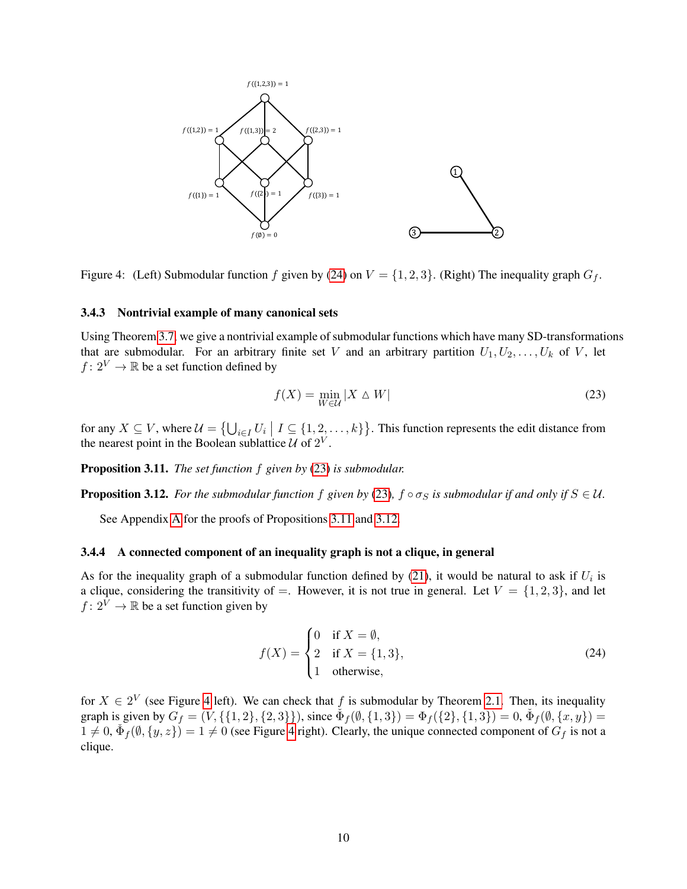Figure 4: (Left) Submodular function $f$ given by (24) on $V = \{1, 2, 3\}$. (Right) The inequality graph $G_f$.

### 3.4.3 Nontrivial example of many canonical sets

Using Theorem 3.7, we give a nontrivial example of submodular functions which have many SD-transformations that are submodular. For an arbitrary finite set $V$ and an arbitrary partition $U_1, U_2, \ldots, U_k$ of $V$, let $f\colon 2^V \to \mathbb{R}$ be a set function defined by

$$f(X) = \min_{W \in \mathcal{U}} |X \triangle W| \tag{23}$$

for any $X \subseteq V$, where $\mathcal{U} = \left\{ \bigcup_{i \in I} U_i \;\middle|\; I \subseteq \{1, 2, \ldots, k\} \right\}$. This function represents the edit distance from the nearest point in the Boolean sublattice $\mathcal{U}$ of $2^V$.

**Proposition 3.11.** *The set function $f$ given by (23) is submodular.*

**Proposition 3.12.** *For the submodular function $f$ given by (23), $f \circ \sigma_S$ is submodular if and only if $S \in \mathcal{U}$.*

See Appendix A for the proofs of Propositions 3.11 and 3.12.

### 3.4.4 A connected component of an inequality graph is not a clique, in general

As for the inequality graph of a submodular function defined by (21), it would be natural to ask if $U_i$ is a clique, considering the transitivity of $=$. However, it is not true in general. Let $V = \{1, 2, 3\}$, and let $f\colon 2^V \to \mathbb{R}$ be a set function given by

$$f(X) = \begin{cases} 0 & \text{if } X = \emptyset, \\ 2 & \text{if } X = \{1, 3\}, \\ 1 & \text{otherwise,} \end{cases} \tag{24}$$

for $X \in 2^V$ (see Figure 4 left). We can check that $f$ is submodular by Theorem 2.1. Then, its inequality graph is given by $G_f = (V, \{\{1, 2\}, \{2, 3\}\})$, since $\check{\Phi}_f(\emptyset, \{1, 3\}) = \Phi_f(\{2\}, \{1, 3\}) = 0$, $\check{\Phi}_f(\emptyset, \{x, y\}) = 1 \neq 0$, $\check{\Phi}_f(\emptyset, \{y, z\}) = 1 \neq 0$ (see Figure 4 right). Clearly, the unique connected component of $G_f$ is not a clique.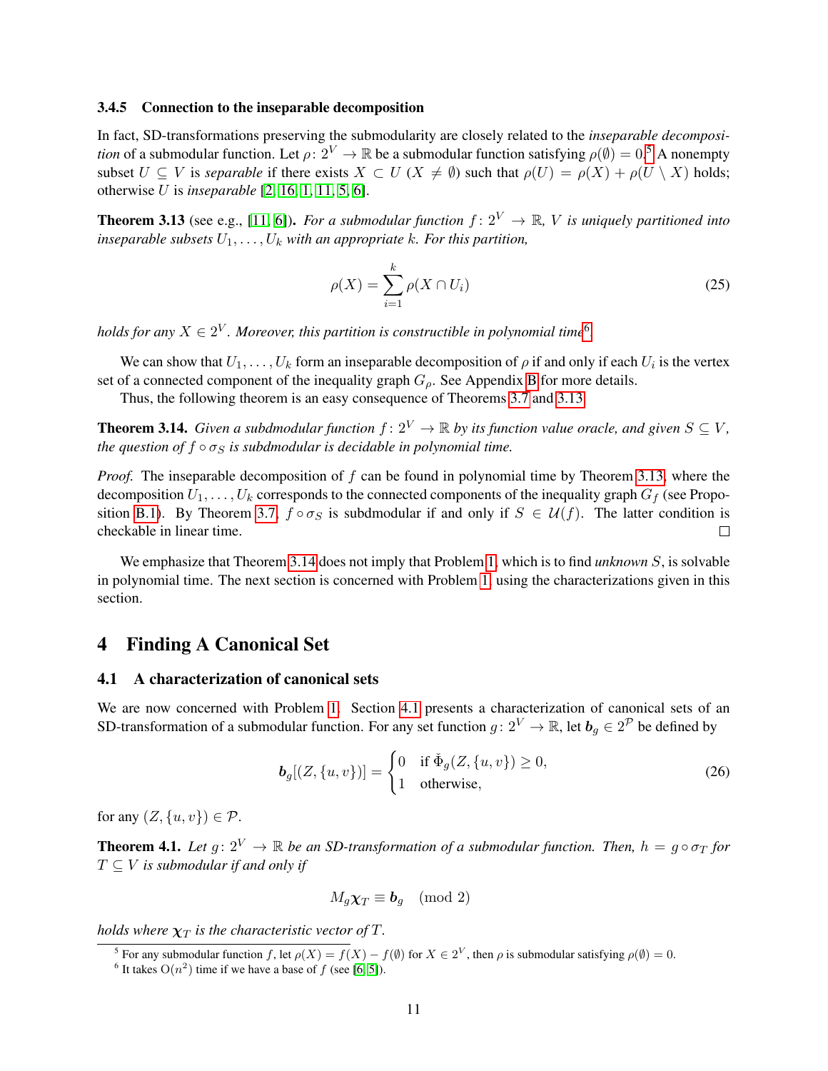#### 3.4.5 Connection to the inseparable decomposition

In fact, SD-transformations preserving the submodularity are closely related to the *inseparable decomposition* of a submodular function. Let $\rho\colon 2^V \to \mathbb{R}$ be a submodular function satisfying $\rho(\emptyset) = 0$.[5] A nonempty subset $U \subseteq V$ is *separable* if there exists $X \subset U$ ($X \neq \emptyset$) such that $\rho(U) = \rho(X) + \rho(U \setminus X)$ holds; otherwise $U$ is *inseparable* [2, 16, 1, 11, 5, 6].

**Theorem 3.13** (see e.g., [11, 6]). *For a submodular function $f\colon 2^V \to \mathbb{R}$, $V$ is uniquely partitioned into inseparable subsets $U_1, \ldots, U_k$ with an appropriate $k$. For this partition,*

$$\rho(X) = \sum_{i=1}^{k} \rho(X \cap U_i) \tag{25}$$

*holds for any $X \in 2^V$. Moreover, this partition is constructible in polynomial time*[6]*.*

We can show that $U_1, \ldots, U_k$ form an inseparable decomposition of $\rho$ if and only if each $U_i$ is the vertex set of a connected component of the inequality graph $G_\rho$. See Appendix B for more details.

Thus, the following theorem is an easy consequence of Theorems 3.7 and 3.13.

**Theorem 3.14.** *Given a subdmodular function $f\colon 2^V \to \mathbb{R}$ by its function value oracle, and given $S \subseteq V$, the question of $f \circ \sigma_S$ is submodular is decidable in polynomial time.*

*Proof.* The inseparable decomposition of $f$ can be found in polynomial time by Theorem 3.13, where the decomposition $U_1, \ldots, U_k$ corresponds to the connected components of the inequality graph $G_f$ (see Proposition B.1). By Theorem 3.7, $f \circ \sigma_S$ is subdmodular if and only if $S \in \mathcal{U}(f)$. The latter condition is checkable in linear time. □

We emphasize that Theorem 3.14 does not imply that Problem 1, which is to find *unknown* $S$, is solvable in polynomial time. The next section is concerned with Problem 1, using the characterizations given in this section.

# 4 Finding A Canonical Set

## 4.1 A characterization of canonical sets

We are now concerned with Problem 1. Section 4.1 presents a characterization of canonical sets of an SD-transformation of a submodular function. For any set function $g\colon 2^V \to \mathbb{R}$, let $\boldsymbol{b}_g \in 2^{\mathcal{P}}$ be defined by

$$\boldsymbol{b}_g[(Z, \{u, v\})] = \begin{cases} 0 & \text{if } \check{\Phi}_g(Z, \{u, v\}) \geq 0, \\ 1 & \text{otherwise,} \end{cases} \tag{26}$$

for any $(Z, \{u, v\}) \in \mathcal{P}$.

**Theorem 4.1.** *Let $g\colon 2^V \to \mathbb{R}$ be an SD-transformation of a submodular function. Then, $h = g \circ \sigma_T$ for $T \subseteq V$ is submodular if and only if*

$$M_g \boldsymbol{\chi}_T \equiv \boldsymbol{b}_g \pmod 2$$

*holds where $\boldsymbol{\chi}_T$ is the characteristic vector of $T$.*

[5] For any submodular function $f$, let $\rho(X) = f(X) - f(\emptyset)$ for $X \in 2^V$, then $\rho$ is submodular satisfying $\rho(\emptyset) = 0$.

[6] It takes $O(n^2)$ time if we have a base of $f$ (see [6, 5]).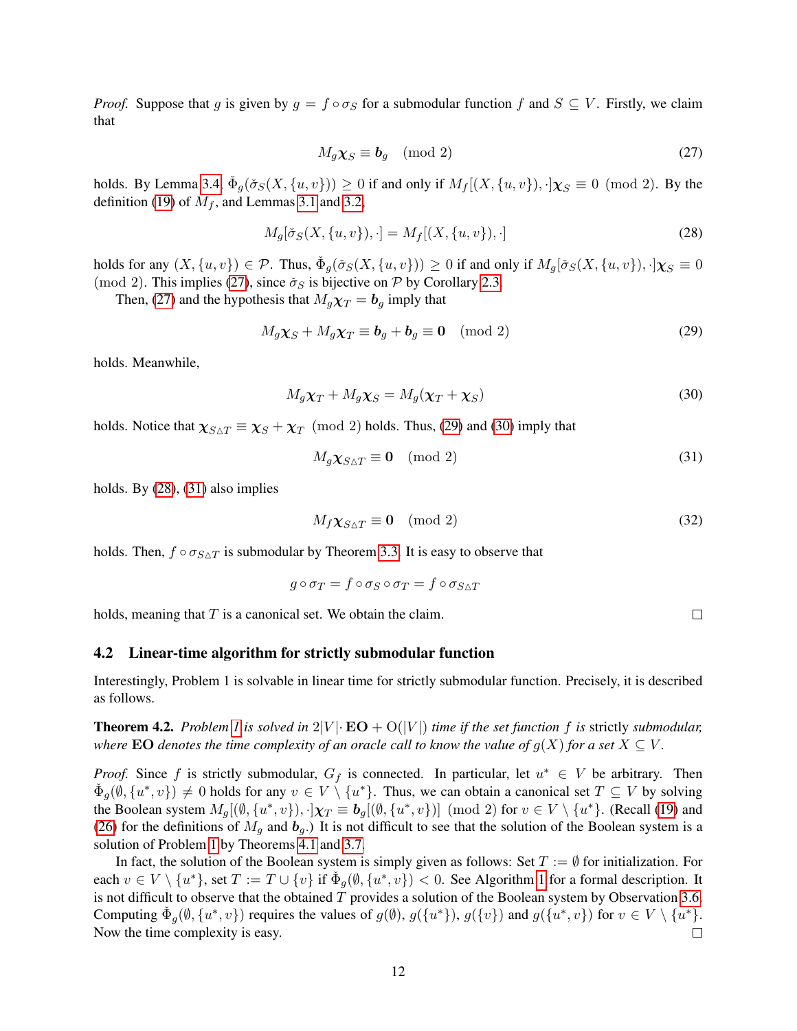*Proof.* Suppose that $g$ is given by $g = f \circ \sigma_S$ for a submodular function $f$ and $S \subseteq V$. Firstly, we claim that

$$M_g \boldsymbol{\chi}_S \equiv \boldsymbol{b}_g \pmod 2 \tag{27}$$

holds. By Lemma 3.4, $\check{\Phi}_g(\check{\sigma}_S(X, \{u, v\})) \geq 0$ if and only if $M_f[(X, \{u, v\}), \cdot]\boldsymbol{\chi}_S \equiv 0 \pmod 2$. By the definition (19) of $M_f$, and Lemmas 3.1 and 3.2,

$$M_g[\check{\sigma}_S(X, \{u, v\}), \cdot] = M_f[(X, \{u, v\}), \cdot] \tag{28}$$

holds for any $(X, \{u, v\}) \in \mathcal{P}$. Thus, $\check{\Phi}_g(\check{\sigma}_S(X, \{u, v\})) \geq 0$ if and only if $M_g[\check{\sigma}_S(X, \{u, v\}), \cdot]\boldsymbol{\chi}_S \equiv 0 \pmod 2$. This implies (27), since $\check{\sigma}_S$ is bijective on $\mathcal{P}$ by Corollary 2.3.

Then, (27) and the hypothesis that $M_g \boldsymbol{\chi}_T = \boldsymbol{b}_g$ imply that

$$M_g \boldsymbol{\chi}_S + M_g \boldsymbol{\chi}_T \equiv \boldsymbol{b}_g + \boldsymbol{b}_g \equiv \boldsymbol{0} \pmod 2 \tag{29}$$

holds. Meanwhile,

$$M_g \boldsymbol{\chi}_T + M_g \boldsymbol{\chi}_S = M_g(\boldsymbol{\chi}_T + \boldsymbol{\chi}_S) \tag{30}$$

holds. Notice that $\boldsymbol{\chi}_{S \triangle T} \equiv \boldsymbol{\chi}_S + \boldsymbol{\chi}_T \pmod 2$ holds. Thus, (29) and (30) imply that

$$M_g \boldsymbol{\chi}_{S \triangle T} \equiv \boldsymbol{0} \pmod 2 \tag{31}$$

holds. By (28), (31) also implies

$$M_f \boldsymbol{\chi}_{S \triangle T} \equiv \boldsymbol{0} \pmod 2 \tag{32}$$

holds. Then, $f \circ \sigma_{S \triangle T}$ is submodular by Theorem 3.3. It is easy to observe that

$$g \circ \sigma_T = f \circ \sigma_S \circ \sigma_T = f \circ \sigma_{S \triangle T}$$

holds, meaning that $T$ is a canonical set. We obtain the claim. □

## 4.2 Linear-time algorithm for strictly submodular function

Interestingly, Problem 1 is solvable in linear time for strictly submodular function. Precisely, it is described as follows.

**Theorem 4.2.** *Problem 1 is solved in* $2|V| \cdot \mathbf{EO} + \mathrm{O}(|V|)$ *time if the set function* $f$ *is* strictly *submodular, where* $\mathbf{EO}$ *denotes the time complexity of an oracle call to know the value of* $g(X)$ *for a set* $X \subseteq V$.

*Proof.* Since $f$ is strictly submodular, $G_f$ is connected. In particular, let $u^* \in V$ be arbitrary. Then $\check{\Phi}_g(\emptyset, \{u^*, v\}) \neq 0$ holds for any $v \in V \setminus \{u^*\}$. Thus, we can obtain a canonical set $T \subseteq V$ by solving the Boolean system $M_g[(\emptyset, \{u^*, v\}), \cdot]\boldsymbol{\chi}_T \equiv \boldsymbol{b}_g[(\emptyset, \{u^*, v\})] \pmod 2$ for $v \in V \setminus \{u^*\}$. (Recall (19) and (26) for the definitions of $M_g$ and $\boldsymbol{b}_g$.) It is not difficult to see that the solution of the Boolean system is a solution of Problem 1 by Theorems 4.1 and 3.7.

In fact, the solution of the Boolean system is simply given as follows: Set $T := \emptyset$ for initialization. For each $v \in V \setminus \{u^*\}$, set $T := T \cup \{v\}$ if $\check{\Phi}_g(\emptyset, \{u^*, v\}) < 0$. See Algorithm 1 for a formal description. It is not difficult to observe that the obtained $T$ provides a solution of the Boolean system by Observation 3.6. Computing $\check{\Phi}_g(\emptyset, \{u^*, v\})$ requires the values of $g(\emptyset)$, $g(\{u^*\})$, $g(\{v\})$ and $g(\{u^*, v\})$ for $v \in V \setminus \{u^*\}$. Now the time complexity is easy. □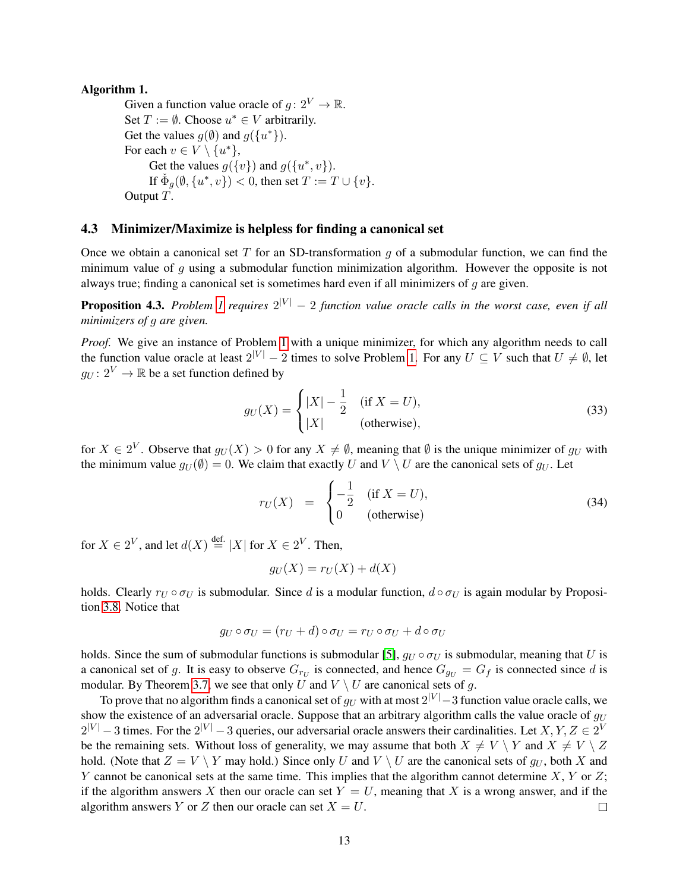**Algorithm 1.**

> Given a function value oracle of $g\colon 2^V \to \mathbb{R}$.
> Set $T := \emptyset$. Choose $u^* \in V$ arbitrarily.
> Get the values $g(\emptyset)$ and $g(\{u^*\})$.
> For each $v \in V \setminus \{u^*\}$,
>     Get the values $g(\{v\})$ and $g(\{u^*, v\})$.
>     If $\check{\Phi}_g(\emptyset, \{u^*, v\}) < 0$, then set $T := T \cup \{v\}$.
> Output $T$.

### 4.3 Minimizer/Maximize is helpless for finding a canonical set

Once we obtain a canonical set $T$ for an SD-transformation $g$ of a submodular function, we can find the minimum value of $g$ using a submodular function minimization algorithm. However the opposite is not always true; finding a canonical set is sometimes hard even if all minimizers of $g$ are given.

**Proposition 4.3.** *Problem 1 requires $2^{|V|} - 2$ function value oracle calls in the worst case, even if all minimizers of $g$ are given.*

*Proof.* We give an instance of Problem 1 with a unique minimizer, for which any algorithm needs to call the function value oracle at least $2^{|V|} - 2$ times to solve Problem 1. For any $U \subseteq V$ such that $U \neq \emptyset$, let $g_U\colon 2^V \to \mathbb{R}$ be a set function defined by

$$g_U(X) = \begin{cases} |X| - \dfrac{1}{2} & (\text{if } X = U), \\ |X| & (\text{otherwise}), \end{cases} \tag{33}$$

for $X \in 2^V$. Observe that $g_U(X) > 0$ for any $X \neq \emptyset$, meaning that $\emptyset$ is the unique minimizer of $g_U$ with the minimum value $g_U(\emptyset) = 0$. We claim that exactly $U$ and $V \setminus U$ are the canonical sets of $g_U$. Let

$$r_U(X) = \begin{cases} -\dfrac{1}{2} & (\text{if } X = U), \\ 0 & (\text{otherwise}) \end{cases} \tag{34}$$

for $X \in 2^V$, and let $d(X) \overset{\text{def.}}{=} |X|$ for $X \in 2^V$. Then,

$$g_U(X) = r_U(X) + d(X)$$

holds. Clearly $r_U \circ \sigma_U$ is submodular. Since $d$ is a modular function, $d \circ \sigma_U$ is again modular by Proposition 3.8. Notice that

$$g_U \circ \sigma_U = (r_U + d) \circ \sigma_U = r_U \circ \sigma_U + d \circ \sigma_U$$

holds. Since the sum of submodular functions is submodular [5], $g_U \circ \sigma_U$ is submodular, meaning that $U$ is a canonical set of $g$. It is easy to observe $G_{r_U}$ is connected, and hence $G_{g_U} = G_f$ is connected since $d$ is modular. By Theorem 3.7, we see that only $U$ and $V \setminus U$ are canonical sets of $g$.

To prove that no algorithm finds a canonical set of $g_U$ with at most $2^{|V|} - 3$ function value oracle calls, we show the existence of an adversarial oracle. Suppose that an arbitrary algorithm calls the value oracle of $g_U$ $2^{|V|} - 3$ times. For the $2^{|V|} - 3$ queries, our adversarial oracle answers their cardinalities. Let $X, Y, Z \in 2^V$ be the remaining sets. Without loss of generality, we may assume that both $X \neq V \setminus Y$ and $X \neq V \setminus Z$ hold. (Note that $Z = V \setminus Y$ may hold.) Since only $U$ and $V \setminus U$ are the canonical sets of $g_U$, both $X$ and $Y$ cannot be canonical sets at the same time. This implies that the algorithm cannot determine $X$, $Y$ or $Z$; if the algorithm answers $X$ then our oracle can set $Y = U$, meaning that $X$ is a wrong answer, and if the algorithm answers $Y$ or $Z$ then our oracle can set $X = U$. $\square$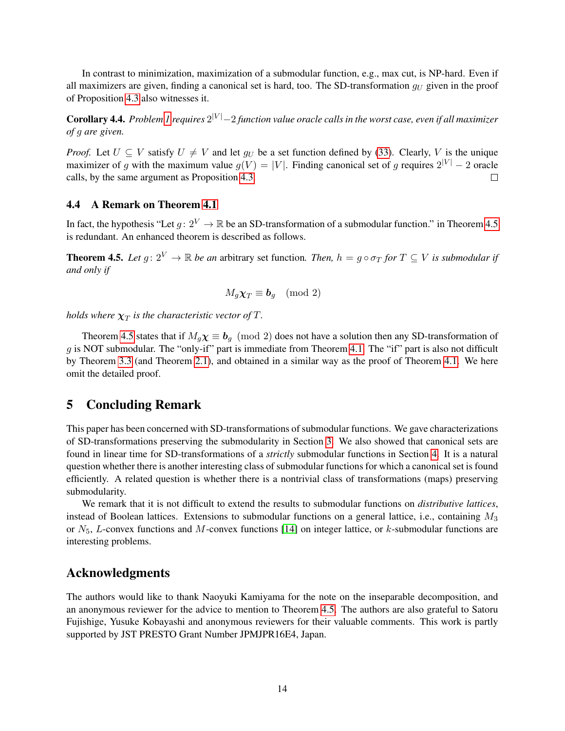In contrast to minimization, maximization of a submodular function, e.g., max cut, is NP-hard. Even if all maximizers are given, finding a canonical set is hard, too. The SD-transformation $g_U$ given in the proof of Proposition 4.3 also witnesses it.

**Corollary 4.4.** *Problem 1 requires $2^{|V|}-2$ function value oracle calls in the worst case, even if all maximizer of $g$ are given.*

*Proof.* Let $U \subseteq V$ satisfy $U \neq V$ and let $g_U$ be a set function defined by (33). Clearly, $V$ is the unique maximizer of $g$ with the maximum value $g(V) = |V|$. Finding canonical set of $g$ requires $2^{|V|} - 2$ oracle calls, by the same argument as Proposition 4.3. □

### 4.4 A Remark on Theorem 4.1

In fact, the hypothesis "Let $g\colon 2^V \to \mathbb{R}$ be an SD-transformation of a submodular function." in Theorem 4.5 is redundant. An enhanced theorem is described as follows.

**Theorem 4.5.** *Let $g\colon 2^V \to \mathbb{R}$ be an* arbitrary set function*. Then, $h = g \circ \sigma_T$ for $T \subseteq V$ is submodular if and only if*

$$M_g \boldsymbol{\chi}_T \equiv \boldsymbol{b}_g \pmod 2$$

*holds where $\boldsymbol{\chi}_T$ is the characteristic vector of $T$.*

Theorem 4.5 states that if $M_g \boldsymbol{\chi} \equiv \boldsymbol{b}_g \pmod 2$ does not have a solution then any SD-transformation of $g$ is NOT submodular. The "only-if" part is immediate from Theorem 4.1. The "if" part is also not difficult by Theorem 3.3 (and Theorem 2.1), and obtained in a similar way as the proof of Theorem 4.1. We here omit the detailed proof.

## 5 Concluding Remark

This paper has been concerned with SD-transformations of submodular functions. We gave characterizations of SD-transformations preserving the submodularity in Section 3. We also showed that canonical sets are found in linear time for SD-transformations of a *strictly* submodular functions in Section 4. It is a natural question whether there is another interesting class of submodular functions for which a canonical set is found efficiently. A related question is whether there is a nontrivial class of transformations (maps) preserving submodularity.

We remark that it is not difficult to extend the results to submodular functions on *distributive lattices*, instead of Boolean lattices. Extensions to submodular functions on a general lattice, i.e., containing $M_3$ or $N_5$, $L$-convex functions and $M$-convex functions [14] on integer lattice, or $k$-submodular functions are interesting problems.

## Acknowledgments

The authors would like to thank Naoyuki Kamiyama for the note on the inseparable decomposition, and an anonymous reviewer for the advice to mention to Theorem 4.5. The authors are also grateful to Satoru Fujishige, Yusuke Kobayashi and anonymous reviewers for their valuable comments. This work is partly supported by JST PRESTO Grant Number JPMJPR16E4, Japan.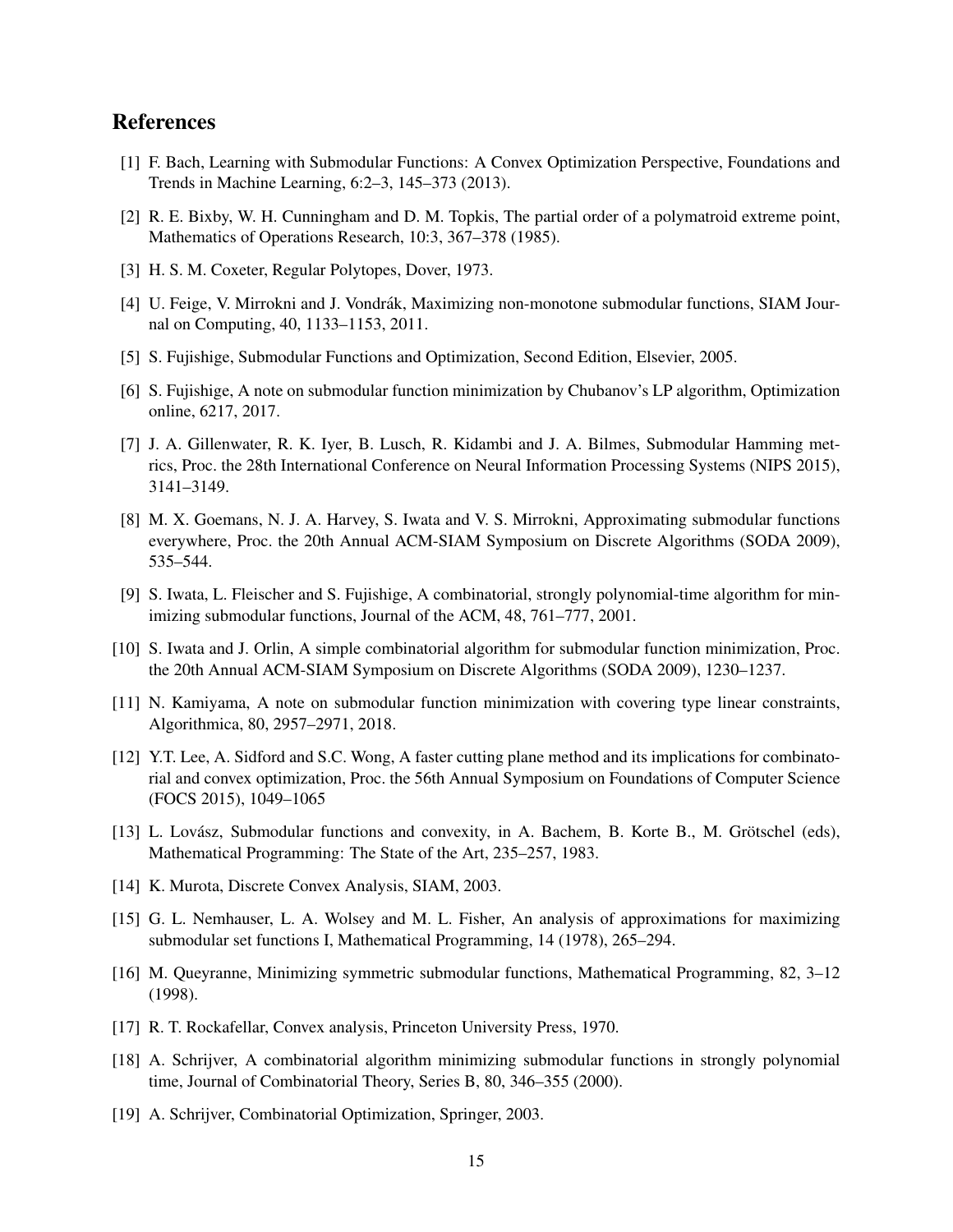## References

[1] F. Bach, Learning with Submodular Functions: A Convex Optimization Perspective, Foundations and Trends in Machine Learning, 6:2–3, 145–373 (2013).

[2] R. E. Bixby, W. H. Cunningham and D. M. Topkis, The partial order of a polymatroid extreme point, Mathematics of Operations Research, 10:3, 367–378 (1985).

[3] H. S. M. Coxeter, Regular Polytopes, Dover, 1973.

[4] U. Feige, V. Mirrokni and J. Vondrák, Maximizing non-monotone submodular functions, SIAM Journal on Computing, 40, 1133–1153, 2011.

[5] S. Fujishige, Submodular Functions and Optimization, Second Edition, Elsevier, 2005.

[6] S. Fujishige, A note on submodular function minimization by Chubanov's LP algorithm, Optimization online, 6217, 2017.

[7] J. A. Gillenwater, R. K. Iyer, B. Lusch, R. Kidambi and J. A. Bilmes, Submodular Hamming metrics, Proc. the 28th International Conference on Neural Information Processing Systems (NIPS 2015), 3141–3149.

[8] M. X. Goemans, N. J. A. Harvey, S. Iwata and V. S. Mirrokni, Approximating submodular functions everywhere, Proc. the 20th Annual ACM-SIAM Symposium on Discrete Algorithms (SODA 2009), 535–544.

[9] S. Iwata, L. Fleischer and S. Fujishige, A combinatorial, strongly polynomial-time algorithm for minimizing submodular functions, Journal of the ACM, 48, 761–777, 2001.

[10] S. Iwata and J. Orlin, A simple combinatorial algorithm for submodular function minimization, Proc. the 20th Annual ACM-SIAM Symposium on Discrete Algorithms (SODA 2009), 1230–1237.

[11] N. Kamiyama, A note on submodular function minimization with covering type linear constraints, Algorithmica, 80, 2957–2971, 2018.

[12] Y.T. Lee, A. Sidford and S.C. Wong, A faster cutting plane method and its implications for combinatorial and convex optimization, Proc. the 56th Annual Symposium on Foundations of Computer Science (FOCS 2015), 1049–1065

[13] L. Lovász, Submodular functions and convexity, in A. Bachem, B. Korte B., M. Grötschel (eds), Mathematical Programming: The State of the Art, 235–257, 1983.

[14] K. Murota, Discrete Convex Analysis, SIAM, 2003.

[15] G. L. Nemhauser, L. A. Wolsey and M. L. Fisher, An analysis of approximations for maximizing submodular set functions I, Mathematical Programming, 14 (1978), 265–294.

[16] M. Queyranne, Minimizing symmetric submodular functions, Mathematical Programming, 82, 3–12 (1998).

[17] R. T. Rockafellar, Convex analysis, Princeton University Press, 1970.

[18] A. Schrijver, A combinatorial algorithm minimizing submodular functions in strongly polynomial time, Journal of Combinatorial Theory, Series B, 80, 346–355 (2000).

[19] A. Schrijver, Combinatorial Optimization, Springer, 2003.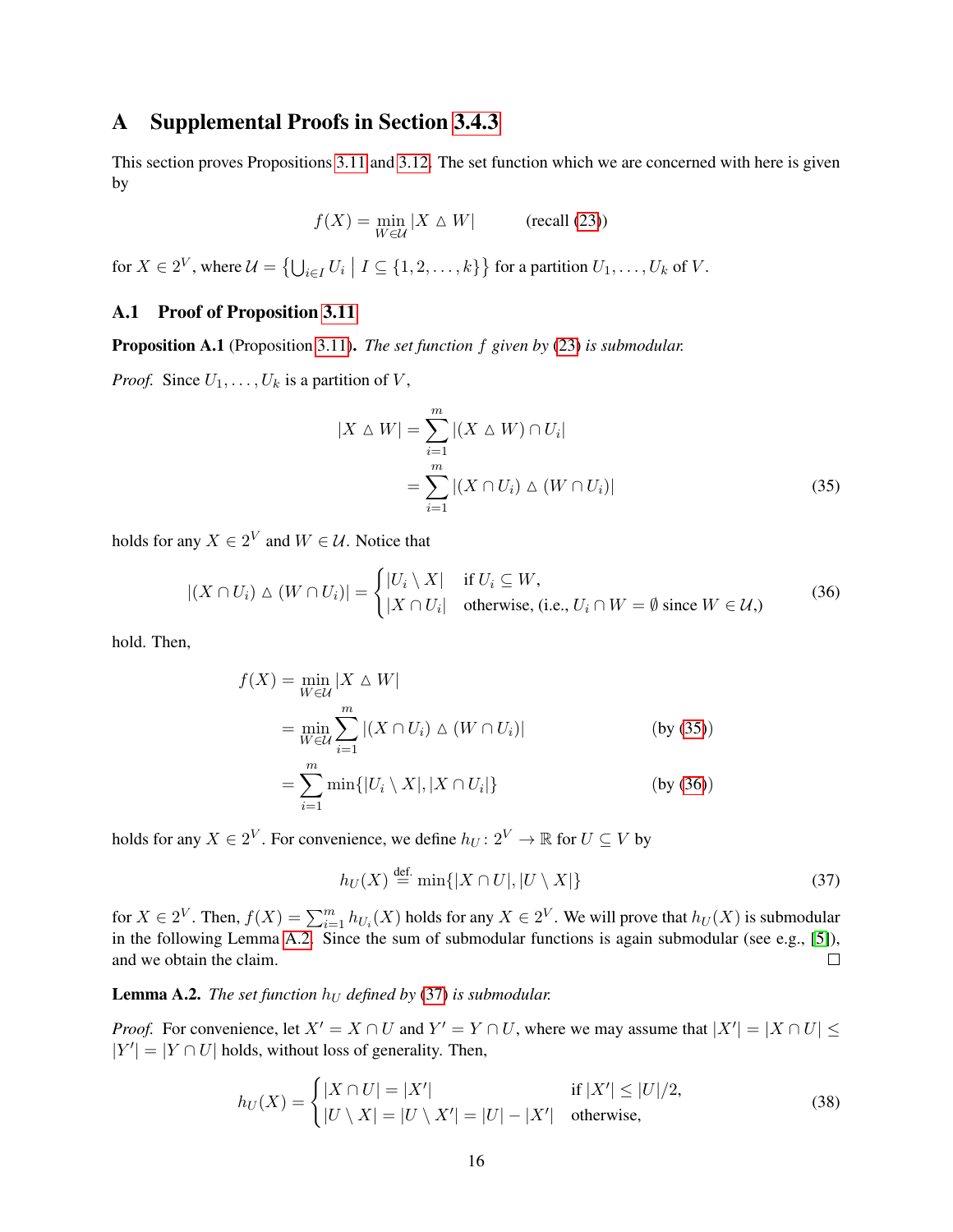# A Supplemental Proofs in Section 3.4.3

This section proves Propositions 3.11 and 3.12. The set function which we are concerned with here is given by

$$f(X) = \min_{W \in \mathcal{U}} |X \triangle W| \qquad \text{(recall (23))}$$

for $X \in 2^V$, where $\mathcal{U} = \left\{ \bigcup_{i \in I} U_i \;\middle|\; I \subseteq \{1, 2, \ldots, k\} \right\}$ for a partition $U_1, \ldots, U_k$ of $V$.

## A.1 Proof of Proposition 3.11

**Proposition A.1** (Proposition 3.11)**.** *The set function $f$ given by (23) is submodular.*

*Proof.* Since $U_1, \ldots, U_k$ is a partition of $V$,

$$
\begin{aligned}
|X \triangle W| &= \sum_{i=1}^{m} |(X \triangle W) \cap U_i| \\
&= \sum_{i=1}^{m} |(X \cap U_i) \triangle (W \cap U_i)| \qquad (35)
\end{aligned}
$$

holds for any $X \in 2^V$ and $W \in \mathcal{U}$. Notice that

$$
|(X \cap U_i) \triangle (W \cap U_i)| = \begin{cases} |U_i \setminus X| & \text{if } U_i \subseteq W, \\ |X \cap U_i| & \text{otherwise, (i.e., } U_i \cap W = \emptyset \text{ since } W \in \mathcal{U}\text{,)} \end{cases} \qquad (36)
$$

hold. Then,

$$
\begin{aligned}
f(X) &= \min_{W \in \mathcal{U}} |X \triangle W| \\
&= \min_{W \in \mathcal{U}} \sum_{i=1}^{m} |(X \cap U_i) \triangle (W \cap U_i)| && \text{(by (35))} \\
&= \sum_{i=1}^{m} \min\{|U_i \setminus X|, |X \cap U_i|\} && \text{(by (36))}
\end{aligned}
$$

holds for any $X \in 2^V$. For convenience, we define $h_U \colon 2^V \to \mathbb{R}$ for $U \subseteq V$ by

$$h_U(X) \stackrel{\text{def.}}{=} \min\{|X \cap U|, |U \setminus X|\} \qquad (37)$$

for $X \in 2^V$. Then, $f(X) = \sum_{i=1}^{m} h_{U_i}(X)$ holds for any $X \in 2^V$. We will prove that $h_U(X)$ is submodular in the following Lemma A.2. Since the sum of submodular functions is again submodular (see e.g., [5]), and we obtain the claim. $\square$

**Lemma A.2.** *The set function $h_U$ defined by (37) is submodular.*

*Proof.* For convenience, let $X' = X \cap U$ and $Y' = Y \cap U$, where we may assume that $|X'| = |X \cap U| \leq |Y'| = |Y \cap U|$ holds, without loss of generality. Then,

$$
h_U(X) = \begin{cases} |X \cap U| = |X'| & \text{if } |X'| \leq |U|/2, \\ |U \setminus X| = |U \setminus X'| = |U| - |X'| & \text{otherwise,} \end{cases} \qquad (38)
$$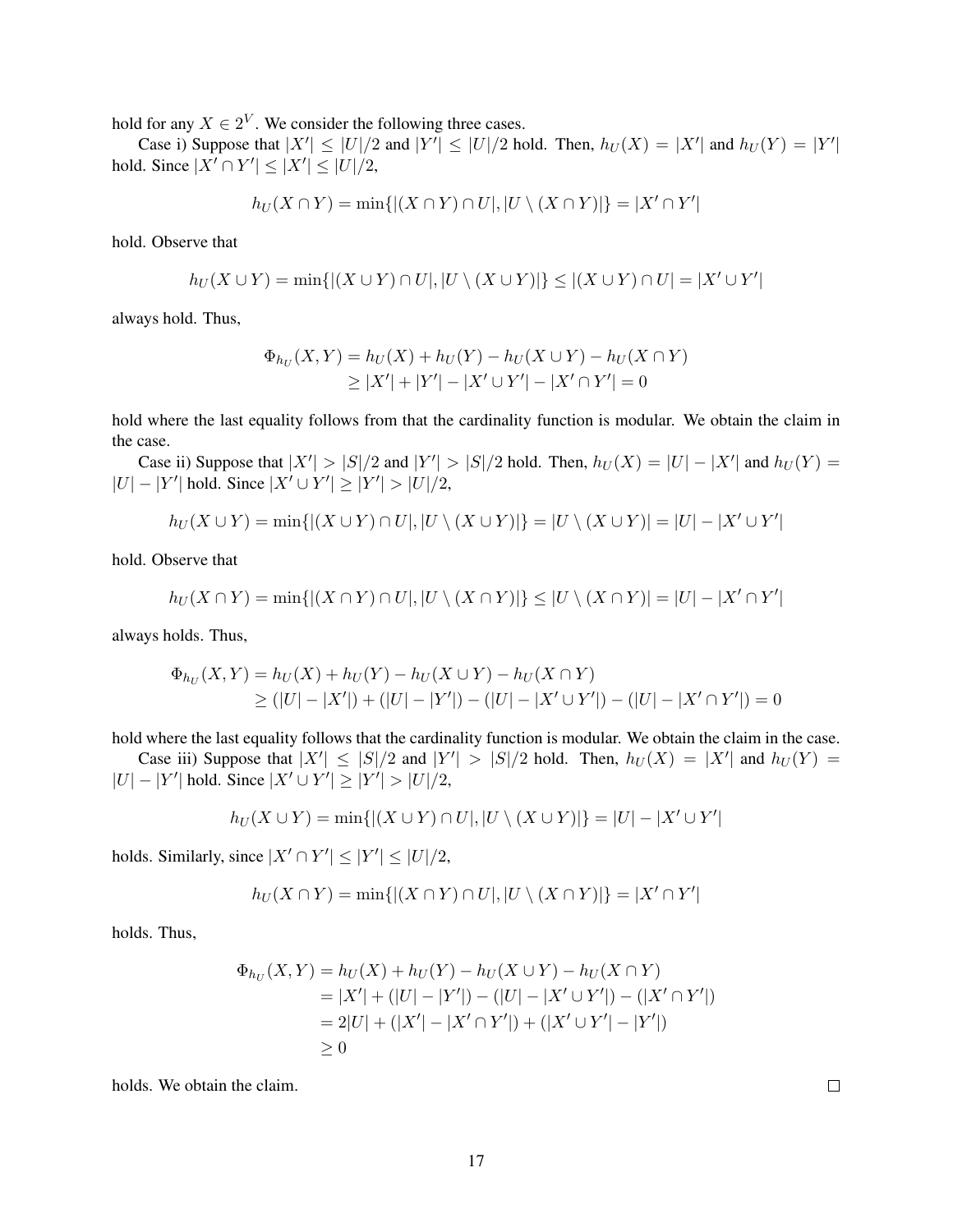hold for any $X \in 2^V$. We consider the following three cases.

Case i) Suppose that $|X'| \leq |U|/2$ and $|Y'| \leq |U|/2$ hold. Then, $h_U(X) = |X'|$ and $h_U(Y) = |Y'|$ hold. Since $|X' \cap Y'| \leq |X'| \leq |U|/2$,

$$h_U(X \cap Y) = \min\{|(X \cap Y) \cap U|, |U \setminus (X \cap Y)|\} = |X' \cap Y'|$$

hold. Observe that

$$h_U(X \cup Y) = \min\{|(X \cup Y) \cap U|, |U \setminus (X \cup Y)|\} \leq |(X \cup Y) \cap U| = |X' \cup Y'|$$

always hold. Thus,

$$\begin{aligned}
\Phi_{h_U}(X, Y) &= h_U(X) + h_U(Y) - h_U(X \cup Y) - h_U(X \cap Y) \\
&\geq |X'| + |Y'| - |X' \cup Y'| - |X' \cap Y'| = 0
\end{aligned}$$

hold where the last equality follows from that the cardinality function is modular. We obtain the claim in the case.

Case ii) Suppose that $|X'| > |S|/2$ and $|Y'| > |S|/2$ hold. Then, $h_U(X) = |U| - |X'|$ and $h_U(Y) = |U| - |Y'|$ hold. Since $|X' \cup Y'| \geq |Y'| > |U|/2$,

$$h_U(X \cup Y) = \min\{|(X \cup Y) \cap U|, |U \setminus (X \cup Y)|\} = |U \setminus (X \cup Y)| = |U| - |X' \cup Y'|$$

hold. Observe that

$$h_U(X \cap Y) = \min\{|(X \cap Y) \cap U|, |U \setminus (X \cap Y)|\} \leq |U \setminus (X \cap Y)| = |U| - |X' \cap Y'|$$

always holds. Thus,

$$\begin{aligned}
\Phi_{h_U}(X, Y) &= h_U(X) + h_U(Y) - h_U(X \cup Y) - h_U(X \cap Y) \\
&\geq (|U| - |X'|) + (|U| - |Y'|) - (|U| - |X' \cup Y'|) - (|U| - |X' \cap Y'|) = 0
\end{aligned}$$

hold where the last equality follows that the cardinality function is modular. We obtain the claim in the case.

Case iii) Suppose that $|X'| \leq |S|/2$ and $|Y'| > |S|/2$ hold. Then, $h_U(X) = |X'|$ and $h_U(Y) = |U| - |Y'|$ hold. Since $|X' \cup Y'| \geq |Y'| > |U|/2$,

$$h_U(X \cup Y) = \min\{|(X \cup Y) \cap U|, |U \setminus (X \cup Y)|\} = |U| - |X' \cup Y'|$$

holds. Similarly, since $|X' \cap Y'| \leq |Y'| \leq |U|/2$,

$$h_U(X \cap Y) = \min\{|(X \cap Y) \cap U|, |U \setminus (X \cap Y)|\} = |X' \cap Y'|$$

holds. Thus,

$$\begin{aligned}
\Phi_{h_U}(X, Y) &= h_U(X) + h_U(Y) - h_U(X \cup Y) - h_U(X \cap Y) \\
&= |X'| + (|U| - |Y'|) - (|U| - |X' \cup Y'|) - (|X' \cap Y'|) \\
&= 2|U| + (|X'| - |X' \cap Y'|) + (|X' \cup Y'| - |Y'|) \\
&\geq 0
\end{aligned}$$

holds. We obtain the claim. $\square$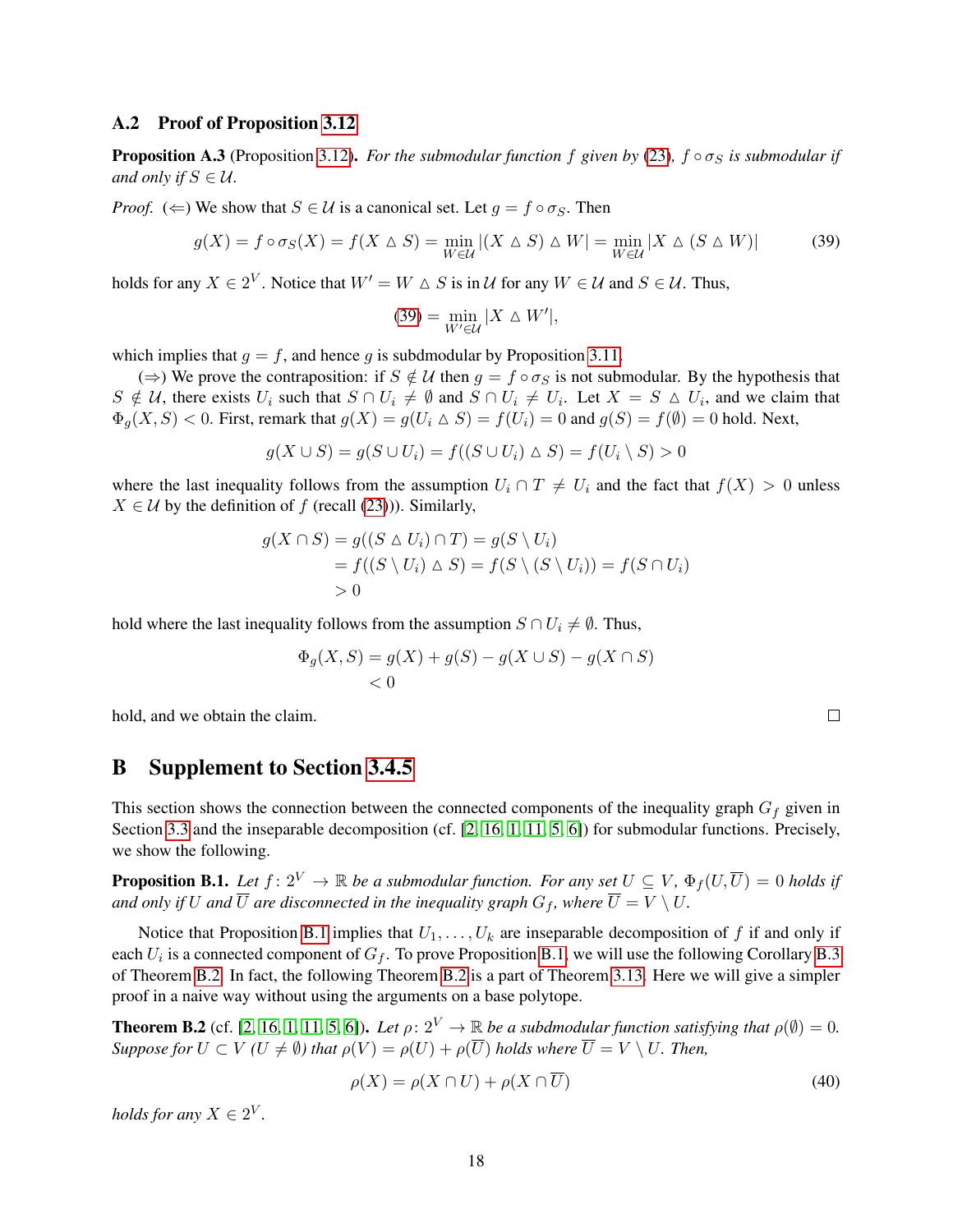### A.2 Proof of Proposition 3.12

**Proposition A.3** (Proposition 3.12)**.** *For the submodular function $f$ given by (23), $f \circ \sigma_S$ is submodular if and only if $S \in \mathcal{U}$.*

*Proof.* ($\Leftarrow$) We show that $S \in \mathcal{U}$ is a canonical set. Let $g = f \circ \sigma_S$. Then

$$g(X) = f \circ \sigma_S(X) = f(X \triangle S) = \min_{W \in \mathcal{U}} |(X \triangle S) \triangle W| = \min_{W \in \mathcal{U}} |X \triangle (S \triangle W)| \tag{39}$$

holds for any $X \in 2^V$. Notice that $W' = W \triangle S$ is in $\mathcal{U}$ for any $W \in \mathcal{U}$ and $S \in \mathcal{U}$. Thus,

$$(39) = \min_{W' \in \mathcal{U}} |X \triangle W'|,$$

which implies that $g = f$, and hence $g$ is subdmodular by Proposition 3.11.

($\Rightarrow$) We prove the contraposition: if $S \notin \mathcal{U}$ then $g = f \circ \sigma_S$ is not submodular. By the hypothesis that $S \notin \mathcal{U}$, there exists $U_i$ such that $S \cap U_i \neq \emptyset$ and $S \cap U_i \neq U_i$. Let $X = S \triangle U_i$, and we claim that $\Phi_g(X, S) < 0$. First, remark that $g(X) = g(U_i \triangle S) = f(U_i) = 0$ and $g(S) = f(\emptyset) = 0$ hold. Next,

$$g(X \cup S) = g(S \cup U_i) = f((S \cup U_i) \triangle S) = f(U_i \setminus S) > 0$$

where the last inequality follows from the assumption $U_i \cap T \neq U_i$ and the fact that $f(X) > 0$ unless $X \in \mathcal{U}$ by the definition of $f$ (recall (23)). Similarly,

$$\begin{aligned}
g(X \cap S) &= g((S \triangle U_i) \cap T) = g(S \setminus U_i) \\
&= f((S \setminus U_i) \triangle S) = f(S \setminus (S \setminus U_i)) = f(S \cap U_i) \\
&> 0
\end{aligned}$$

hold where the last inequality follows from the assumption $S \cap U_i \neq \emptyset$. Thus,

$$\begin{aligned}
\Phi_g(X, S) &= g(X) + g(S) - g(X \cup S) - g(X \cap S) \\
&< 0
\end{aligned}$$

hold, and we obtain the claim. $\square$

## B Supplement to Section 3.4.5

This section shows the connection between the connected components of the inequality graph $G_f$ given in Section 3.3 and the inseparable decomposition (cf. [2, 16, 1, 11, 5, 6]) for submodular functions. Precisely, we show the following.

**Proposition B.1.** *Let $f: 2^V \to \mathbb{R}$ be a submodular function. For any set $U \subseteq V$, $\Phi_f(U, \overline{U}) = 0$ holds if and only if $U$ and $\overline{U}$ are disconnected in the inequality graph $G_f$, where $\overline{U} = V \setminus U$.*

Notice that Proposition B.1 implies that $U_1, \ldots, U_k$ are inseparable decomposition of $f$ if and only if each $U_i$ is a connected component of $G_f$. To prove Proposition B.1, we will use the following Corollary B.3 of Theorem B.2. In fact, the following Theorem B.2 is a part of Theorem 3.13. Here we will give a simpler proof in a naive way without using the arguments on a base polytope.

**Theorem B.2** (cf. [2, 16, 1, 11, 5, 6])**.** *Let $\rho: 2^V \to \mathbb{R}$ be a subdmodular function satisfying that $\rho(\emptyset) = 0$. Suppose for $U \subset V$ ($U \neq \emptyset$) that $\rho(V) = \rho(U) + \rho(\overline{U})$ holds where $\overline{U} = V \setminus U$. Then,*

$$\rho(X) = \rho(X \cap U) + \rho(X \cap \overline{U}) \tag{40}$$

*holds for any $X \in 2^V$.*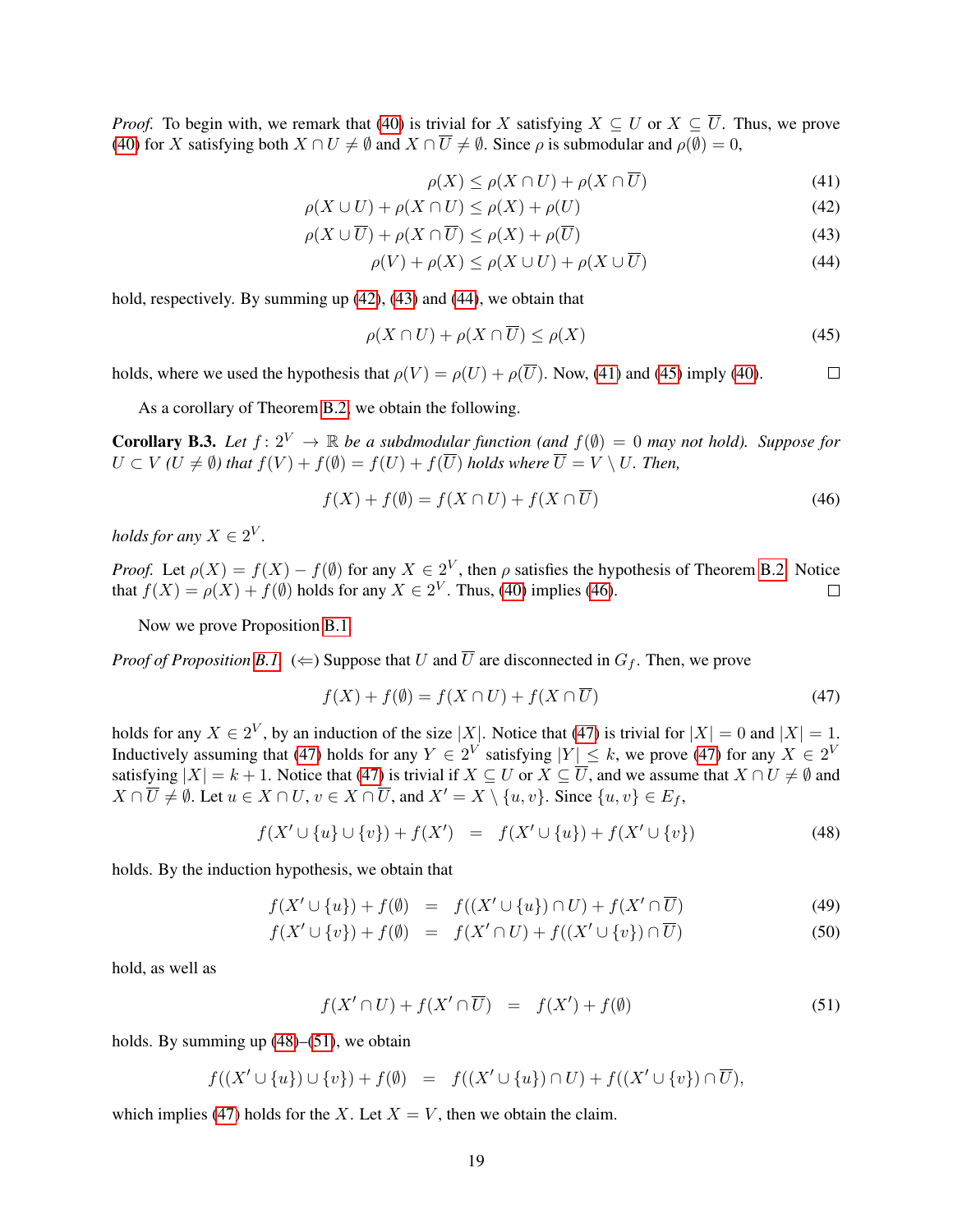*Proof.* To begin with, we remark that (40) is trivial for $X$ satisfying $X \subseteq U$ or $X \subseteq \overline{U}$. Thus, we prove (40) for $X$ satisfying both $X \cap U \neq \emptyset$ and $X \cap \overline{U} \neq \emptyset$. Since $\rho$ is submodular and $\rho(\emptyset) = 0$,

$$\rho(X) \leq \rho(X \cap U) + \rho(X \cap \overline{U}) \tag{41}$$

$$\rho(X \cup U) + \rho(X \cap U) \leq \rho(X) + \rho(U) \tag{42}$$

$$\rho(X \cup \overline{U}) + \rho(X \cap \overline{U}) \leq \rho(X) + \rho(\overline{U}) \tag{43}$$

$$\rho(V) + \rho(X) \leq \rho(X \cup U) + \rho(X \cup \overline{U}) \tag{44}$$

hold, respectively. By summing up (42), (43) and (44), we obtain that

$$\rho(X \cap U) + \rho(X \cap \overline{U}) \leq \rho(X) \tag{45}$$

holds, where we used the hypothesis that $\rho(V) = \rho(U) + \rho(\overline{U})$. Now, (41) and (45) imply (40). $\square$

As a corollary of Theorem B.2, we obtain the following.

**Corollary B.3.** *Let $f\colon 2^V \to \mathbb{R}$ be a subdmodular function (and $f(\emptyset) = 0$ may not hold). Suppose for $U \subset V$ ($U \neq \emptyset$) that $f(V) + f(\emptyset) = f(U) + f(\overline{U})$ holds where $\overline{U} = V \setminus U$. Then,*

$$f(X) + f(\emptyset) = f(X \cap U) + f(X \cap \overline{U}) \tag{46}$$

*holds for any $X \in 2^V$.*

*Proof.* Let $\rho(X) = f(X) - f(\emptyset)$ for any $X \in 2^V$, then $\rho$ satisfies the hypothesis of Theorem B.2. Notice that $f(X) = \rho(X) + f(\emptyset)$ holds for any $X \in 2^V$. Thus, (40) implies (46). $\square$

Now we prove Proposition B.1.

*Proof of Proposition B.1.* ($\Leftarrow$) Suppose that $U$ and $\overline{U}$ are disconnected in $G_f$. Then, we prove

$$f(X) + f(\emptyset) = f(X \cap U) + f(X \cap \overline{U}) \tag{47}$$

holds for any $X \in 2^V$, by an induction of the size $|X|$. Notice that (47) is trivial for $|X| = 0$ and $|X| = 1$. Inductively assuming that (47) holds for any $Y \in 2^V$ satisfying $|Y| \leq k$, we prove (47) for any $X \in 2^V$ satisfying $|X| = k + 1$. Notice that (47) is trivial if $X \subseteq U$ or $X \subseteq \overline{U}$, and we assume that $X \cap U \neq \emptyset$ and $X \cap \overline{U} \neq \emptyset$. Let $u \in X \cap U$, $v \in X \cap \overline{U}$, and $X' = X \setminus \{u, v\}$. Since $\{u, v\} \in E_f$,

$$f(X' \cup \{u\} \cup \{v\}) + f(X') \quad = \quad f(X' \cup \{u\}) + f(X' \cup \{v\}) \tag{48}$$

holds. By the induction hypothesis, we obtain that

$$f(X' \cup \{u\}) + f(\emptyset) \quad = \quad f((X' \cup \{u\}) \cap U) + f(X' \cap \overline{U}) \tag{49}$$

$$f(X' \cup \{v\}) + f(\emptyset) \quad = \quad f(X' \cap U) + f((X' \cup \{v\}) \cap \overline{U}) \tag{50}$$

hold, as well as

$$f(X' \cap U) + f(X' \cap \overline{U}) \quad = \quad f(X') + f(\emptyset) \tag{51}$$

holds. By summing up (48)–(51), we obtain

$$f((X' \cup \{u\}) \cup \{v\}) + f(\emptyset) \quad = \quad f((X' \cup \{u\}) \cap U) + f((X' \cup \{v\}) \cap \overline{U}),$$

which implies (47) holds for the $X$. Let $X = V$, then we obtain the claim.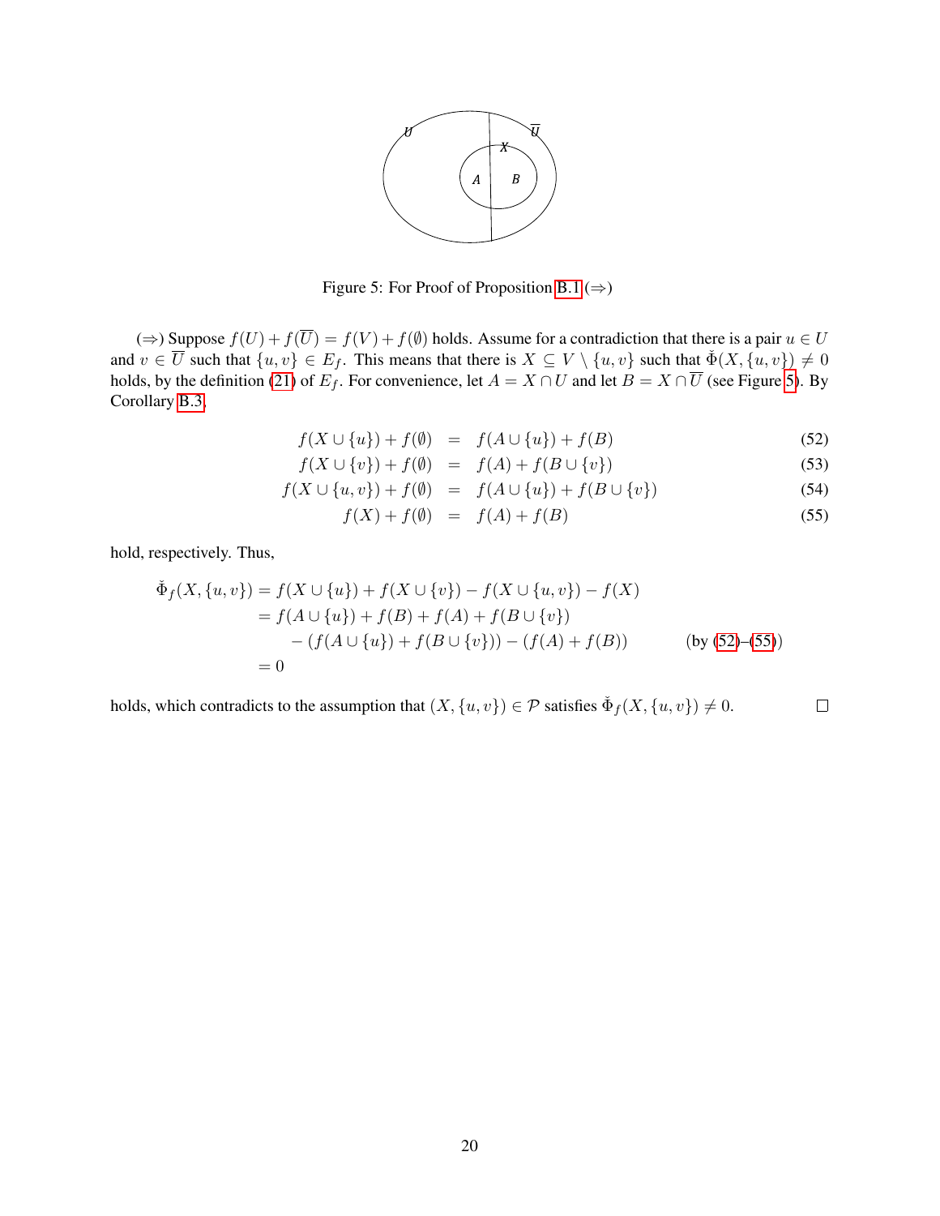U

$\overline{U}$

X

A

B

Figure 5: For Proof of Proposition B.1 (⇒)

(⇒) Suppose $f(U) + f(\overline{U}) = f(V) + f(\emptyset)$ holds. Assume for a contradiction that there is a pair $u \in U$ and $v \in \overline{U}$ such that $\{u, v\} \in E_f$. This means that there is $X \subseteq V \setminus \{u, v\}$ such that $\check{\Phi}(X, \{u, v\}) \neq 0$ holds, by the definition (21) of $E_f$. For convenience, let $A = X \cap U$ and let $B = X \cap \overline{U}$ (see Figure 5). By Corollary B.3,

$$
\begin{aligned}
f(X \cup \{u\}) + f(\emptyset) &= f(A \cup \{u\}) + f(B) && (52)\\
f(X \cup \{v\}) + f(\emptyset) &= f(A) + f(B \cup \{v\}) && (53)\\
f(X \cup \{u, v\}) + f(\emptyset) &= f(A \cup \{u\}) + f(B \cup \{v\}) && (54)\\
f(X) + f(\emptyset) &= f(A) + f(B) && (55)
\end{aligned}
$$

hold, respectively. Thus,

$$
\begin{aligned}
\check{\Phi}_f(X, \{u, v\}) &= f(X \cup \{u\}) + f(X \cup \{v\}) - f(X \cup \{u, v\}) - f(X) \\
&= f(A \cup \{u\}) + f(B) + f(A) + f(B \cup \{v\}) \\
&\quad - (f(A \cup \{u\}) + f(B \cup \{v\})) - (f(A) + f(B)) \qquad \text{(by (52)–(55))} \\
&= 0
\end{aligned}
$$

holds, which contradicts to the assumption that $(X, \{u, v\}) \in \mathcal{P}$ satisfies $\check{\Phi}_f(X, \{u, v\}) \neq 0$. □